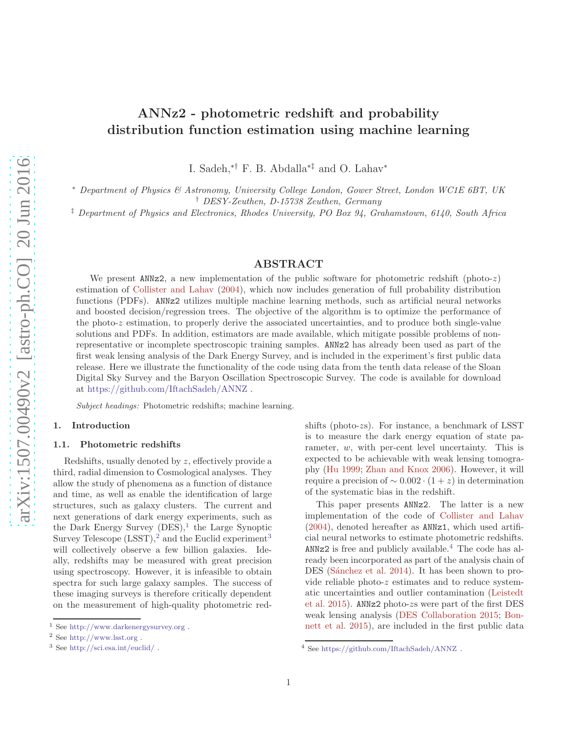# ANNz2 - photometric redshift and probability distribution function estimation using machine learning

I. Sadeh,[*†] F. B. Abdalla[*‡] and O. Lahav[*]

[*] *Department of Physics & Astronomy, University College London, Gower Street, London WC1E 6BT, UK*
[†] *DESY-Zeuthen, D-15738 Zeuthen, Germany*
[‡] *Department of Physics and Electronics, Rhodes University, PO Box 94, Grahamstown, 6140, South Africa*

## ABSTRACT

We present ANNz2, a new implementation of the public software for photometric redshift (photo-$z$) estimation of Collister and Lahav (2004), which now includes generation of full probability distribution functions (PDFs). ANNz2 utilizes multiple machine learning methods, such as artificial neural networks and boosted decision/regression trees. The objective of the algorithm is to optimize the performance of the photo-$z$ estimation, to properly derive the associated uncertainties, and to produce both single-value solutions and PDFs. In addition, estimators are made available, which mitigate possible problems of non-representative or incomplete spectroscopic training samples. ANNz2 has already been used as part of the first weak lensing analysis of the Dark Energy Survey, and is included in the experiment's first public data release. Here we illustrate the functionality of the code using data from the tenth data release of the Sloan Digital Sky Survey and the Baryon Oscillation Spectroscopic Survey. The code is available for download at https://github.com/IftachSadeh/ANNZ .

*Subject headings:* Photometric redshifts; machine learning.

## 1. Introduction

### 1.1. Photometric redshifts

Redshifts, usually denoted by $z$, effectively provide a third, radial dimension to Cosmological analyses. They allow the study of phenomena as a function of distance and time, as well as enable the identification of large structures, such as galaxy clusters. The current and next generations of dark energy experiments, such as the Dark Energy Survey (DES),[1] the Large Synoptic Survey Telescope (LSST),[2] and the Euclid experiment[3] will collectively observe a few billion galaxies. Ideally, redshifts may be measured with great precision using spectroscopy. However, it is infeasible to obtain spectra for such large galaxy samples. The success of these imaging surveys is therefore critically dependent on the measurement of high-quality photometric redshifts (photo-$z$s). For instance, a benchmark of LSST is to measure the dark energy equation of state parameter, $w$, with per-cent level uncertainty. This is expected to be achievable with weak lensing tomography (Hu 1999; Zhan and Knox 2006). However, it will require a precision of $\sim 0.002 \cdot (1 + z)$ in determination of the systematic bias in the redshift.

This paper presents ANNz2. The latter is a new implementation of the code of Collister and Lahav (2004), denoted hereafter as ANNz1, which used artificial neural networks to estimate photometric redshifts. ANNz2 is free and publicly available.[4] The code has already been incorporated as part of the analysis chain of DES (Sánchez et al. 2014). It has been shown to provide reliable photo-$z$ estimates and to reduce systematic uncertainties and outlier contamination (Leistedt et al. 2015). ANNz2 photo-$z$s were part of the first DES weak lensing analysis (DES Collaboration 2015; Bonnett et al. 2015), are included in the first public data

[1] See http://www.darkenergysurvey.org .

[2] See http://www.lsst.org .

[3] See http://sci.esa.int/euclid/ .

[4] See https://github.com/IftachSadeh/ANNZ .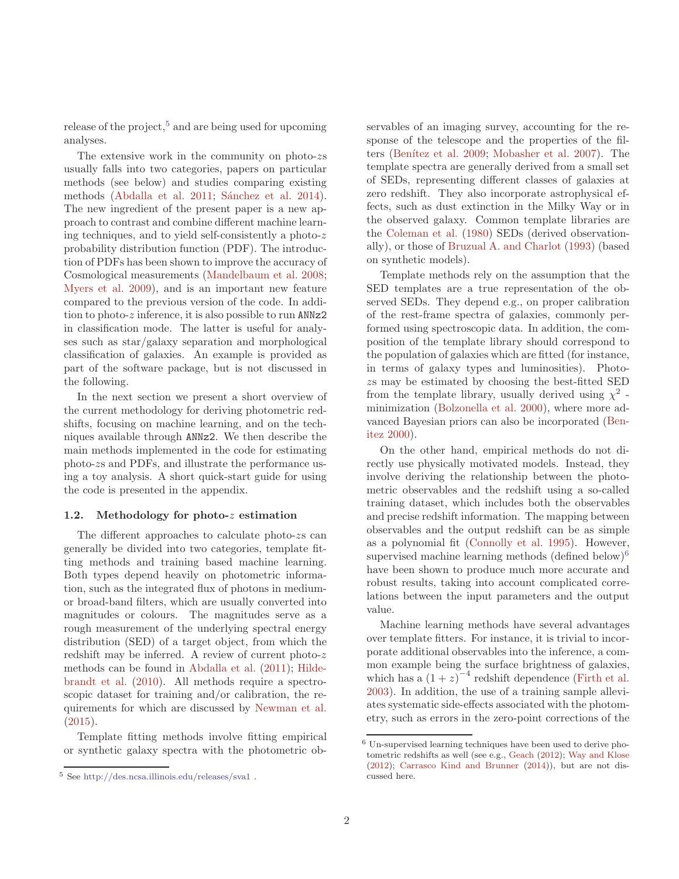release of the project,[5] and are being used for upcoming analyses.

The extensive work in the community on photo-$z$s usually falls into two categories, papers on particular methods (see below) and studies comparing existing methods (Abdalla et al. 2011; Sánchez et al. 2014). The new ingredient of the present paper is a new approach to contrast and combine different machine learning techniques, and to yield self-consistently a photo-$z$ probability distribution function (PDF). The introduction of PDFs has been shown to improve the accuracy of Cosmological measurements (Mandelbaum et al. 2008; Myers et al. 2009), and is an important new feature compared to the previous version of the code. In addition to photo-$z$ inference, it is also possible to run `ANNz2` in classification mode. The latter is useful for analyses such as star/galaxy separation and morphological classification of galaxies. An example is provided as part of the software package, but is not discussed in the following.

In the next section we present a short overview of the current methodology for deriving photometric redshifts, focusing on machine learning, and on the techniques available through `ANNz2`. We then describe the main methods implemented in the code for estimating photo-$z$s and PDFs, and illustrate the performance using a toy analysis. A short quick-start guide for using the code is presented in the appendix.

### 1.2. Methodology for photo-$z$ estimation

The different approaches to calculate photo-$z$s can generally be divided into two categories, template fitting methods and training based machine learning. Both types depend heavily on photometric information, such as the integrated flux of photons in medium- or broad-band filters, which are usually converted into magnitudes or colours. The magnitudes serve as a rough measurement of the underlying spectral energy distribution (SED) of a target object, from which the redshift may be inferred. A review of current photo-$z$ methods can be found in Abdalla et al. (2011); Hildebrandt et al. (2010). All methods require a spectroscopic dataset for training and/or calibration, the requirements for which are discussed by Newman et al. (2015).

Template fitting methods involve fitting empirical or synthetic galaxy spectra with the photometric observables of an imaging survey, accounting for the response of the telescope and the properties of the filters (Benítez et al. 2009; Mobasher et al. 2007). The template spectra are generally derived from a small set of SEDs, representing different classes of galaxies at zero redshift. They also incorporate astrophysical effects, such as dust extinction in the Milky Way or in the observed galaxy. Common template libraries are the Coleman et al. (1980) SEDs (derived observationally), or those of Bruzual A. and Charlot (1993) (based on synthetic models).

Template methods rely on the assumption that the SED templates are a true representation of the observed SEDs. They depend e.g., on proper calibration of the rest-frame spectra of galaxies, commonly performed using spectroscopic data. In addition, the composition of the template library should correspond to the population of galaxies which are fitted (for instance, in terms of galaxy types and luminosities). Photo-$z$s may be estimated by choosing the best-fitted SED from the template library, usually derived using $\chi^2$ -minimization (Bolzonella et al. 2000), where more advanced Bayesian priors can also be incorporated (Benitez 2000).

On the other hand, empirical methods do not directly use physically motivated models. Instead, they involve deriving the relationship between the photometric observables and the redshift using a so-called training dataset, which includes both the observables and precise redshift information. The mapping between observables and the output redshift can be as simple as a polynomial fit (Connolly et al. 1995). However, supervised machine learning methods (defined below)[6] have been shown to produce much more accurate and robust results, taking into account complicated correlations between the input parameters and the output value.

Machine learning methods have several advantages over template fitters. For instance, it is trivial to incorporate additional observables into the inference, a common example being the surface brightness of galaxies, which has a $(1+z)^{-4}$ redshift dependence (Firth et al. 2003). In addition, the use of a training sample alleviates systematic side-effects associated with the photometry, such as errors in the zero-point corrections of the

[5] See http://des.ncsa.illinois.edu/releases/sva1 .

[6] Un-supervised learning techniques have been used to derive photometric redshifts as well (see e.g., Geach (2012); Way and Klose (2012); Carrasco Kind and Brunner (2014)), but are not discussed here.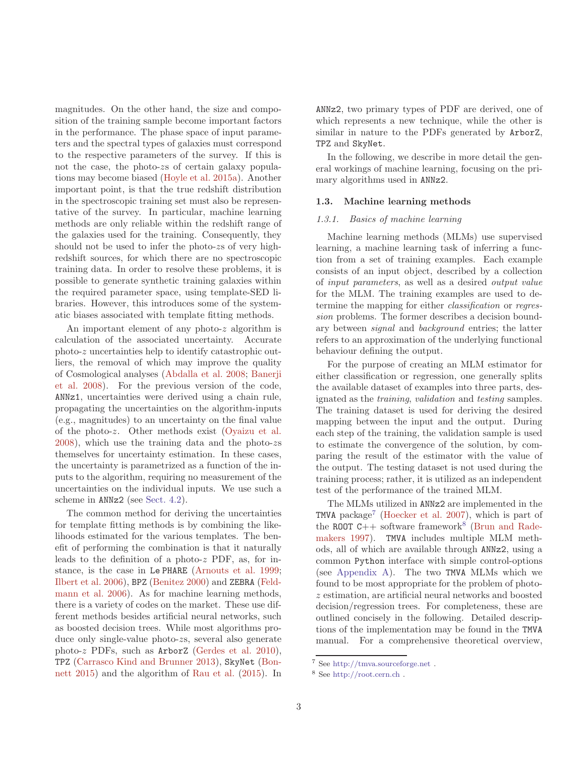magnitudes. On the other hand, the size and composition of the training sample become important factors in the performance. The phase space of input parameters and the spectral types of galaxies must correspond to the respective parameters of the survey. If this is not the case, the photo-$z$s of certain galaxy populations may become biased (Hoyle et al. 2015a). Another important point, is that the true redshift distribution in the spectroscopic training set must also be representative of the survey. In particular, machine learning methods are only reliable within the redshift range of the galaxies used for the training. Consequently, they should not be used to infer the photo-$z$s of very high-redshift sources, for which there are no spectroscopic training data. In order to resolve these problems, it is possible to generate synthetic training galaxies within the required parameter space, using template-SED libraries. However, this introduces some of the systematic biases associated with template fitting methods.

An important element of any photo-$z$ algorithm is calculation of the associated uncertainty. Accurate photo-$z$ uncertainties help to identify catastrophic outliers, the removal of which may improve the quality of Cosmological analyses (Abdalla et al. 2008; Banerji et al. 2008). For the previous version of the code, ANNz1, uncertainties were derived using a chain rule, propagating the uncertainties on the algorithm-inputs (e.g., magnitudes) to an uncertainty on the final value of the photo-$z$. Other methods exist (Oyaizu et al. 2008), which use the training data and the photo-$z$s themselves for uncertainty estimation. In these cases, the uncertainty is parametrized as a function of the inputs to the algorithm, requiring no measurement of the uncertainties on the individual inputs. We use such a scheme in ANNz2 (see Sect. 4.2).

The common method for deriving the uncertainties for template fitting methods is by combining the likelihoods estimated for the various templates. The benefit of performing the combination is that it naturally leads to the definition of a photo-$z$ PDF, as, for instance, is the case in Le PHARE (Arnouts et al. 1999; Ilbert et al. 2006), BPZ (Benitez 2000) and ZEBRA (Feldmann et al. 2006). As for machine learning methods, there is a variety of codes on the market. These use different methods besides artificial neural networks, such as boosted decision trees. While most algorithms produce only single-value photo-$z$s, several also generate photo-$z$ PDFs, such as ArborZ (Gerdes et al. 2010), TPZ (Carrasco Kind and Brunner 2013), SkyNet (Bonnett 2015) and the algorithm of Rau et al. (2015). In ANNz2, two primary types of PDF are derived, one of which represents a new technique, while the other is similar in nature to the PDFs generated by ArborZ, TPZ and SkyNet.

In the following, we describe in more detail the general workings of machine learning, focusing on the primary algorithms used in ANNz2.

### 1.3. Machine learning methods

#### *1.3.1. Basics of machine learning*

Machine learning methods (MLMs) use supervised learning, a machine learning task of inferring a function from a set of training examples. Each example consists of an input object, described by a collection of *input parameters*, as well as a desired *output value* for the MLM. The training examples are used to determine the mapping for either *classification* or *regression* problems. The former describes a decision boundary between *signal* and *background* entries; the latter refers to an approximation of the underlying functional behaviour defining the output.

For the purpose of creating an MLM estimator for either classification or regression, one generally splits the available dataset of examples into three parts, designated as the *training*, *validation* and *testing* samples. The training dataset is used for deriving the desired mapping between the input and the output. During each step of the training, the validation sample is used to estimate the convergence of the solution, by comparing the result of the estimator with the value of the output. The testing dataset is not used during the training process; rather, it is utilized as an independent test of the performance of the trained MLM.

The MLMs utilized in ANNz2 are implemented in the TMVA package[7] (Hoecker et al. 2007), which is part of the ROOT C++ software framework[8] (Brun and Rademakers 1997). TMVA includes multiple MLM methods, all of which are available through ANNz2, using a common Python interface with simple control-options (see Appendix A). The two TMVA MLMs which we found to be most appropriate for the problem of photo-$z$ estimation, are artificial neural networks and boosted decision/regression trees. For completeness, these are outlined concisely in the following. Detailed descriptions of the implementation may be found in the TMVA manual. For a comprehensive theoretical overview,

[7] See http://tmva.sourceforge.net .

[8] See http://root.cern.ch .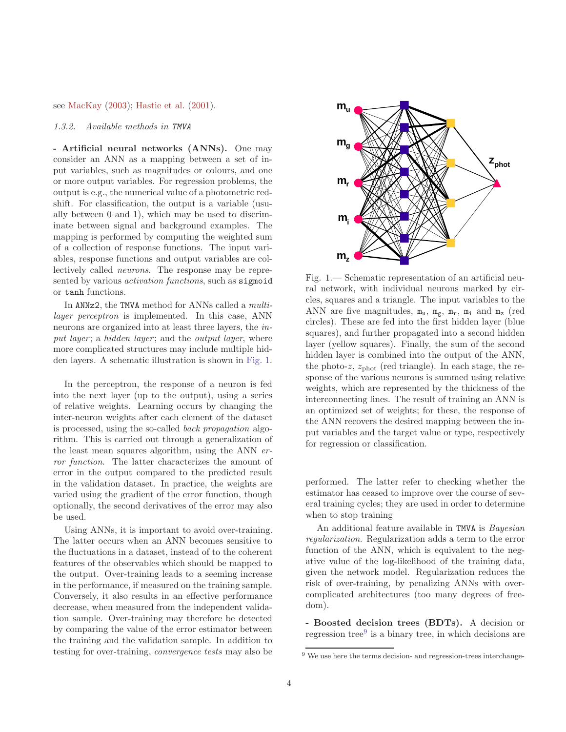see MacKay (2003); Hastie et al. (2001).

#### 1.3.2. Available methods in TMVA

**- Artificial neural networks (ANNs).** One may consider an ANN as a mapping between a set of input variables, such as magnitudes or colours, and one or more output variables. For regression problems, the output is e.g., the numerical value of a photometric redshift. For classification, the output is a variable (usually between 0 and 1), which may be used to discriminate between signal and background examples. The mapping is performed by computing the weighted sum of a collection of response functions. The input variables, response functions and output variables are collectively called *neurons*. The response may be represented by various *activation functions*, such as `sigmoid` or `tanh` functions.

In ANNz2, the TMVA method for ANNs called a *multi-layer perceptron* is implemented. In this case, ANN neurons are organized into at least three layers, the *input layer*; a *hidden layer*; and the *output layer*, where more complicated structures may include multiple hidden layers. A schematic illustration is shown in Fig. 1.

In the perceptron, the response of a neuron is fed into the next layer (up to the output), using a series of relative weights. Learning occurs by changing the inter-neuron weights after each element of the dataset is processed, using the so-called *back propagation* algorithm. This is carried out through a generalization of the least mean squares algorithm, using the ANN *error function*. The latter characterizes the amount of error in the output compared to the predicted result in the validation dataset. In practice, the weights are varied using the gradient of the error function, though optionally, the second derivatives of the error may also be used.

Using ANNs, it is important to avoid over-training. The latter occurs when an ANN becomes sensitive to the fluctuations in a dataset, instead of to the coherent features of the observables which should be mapped to the output. Over-training leads to a seeming increase in the performance, if measured on the training sample. Conversely, it also results in an effective performance decrease, when measured from the independent validation sample. Over-training may therefore be detected by comparing the value of the error estimator between the training and the validation sample. In addition to testing for over-training, *convergence tests* may also be performed. The latter refer to checking whether the estimator has ceased to improve over the course of several training cycles; they are used in order to determine when to stop training

Fig. 1.— Schematic representation of an artificial neural network, with individual neurons marked by circles, squares and a triangle. The input variables to the ANN are five magnitudes, $m_u$, $m_g$, $m_r$, $m_i$ and $m_z$ (red circles). These are fed into the first hidden layer (blue squares), and further propagated into a second hidden layer (yellow squares). Finally, the sum of the second hidden layer is combined into the output of the ANN, the photo-$z$, $z_{\mathrm{phot}}$ (red triangle). In each stage, the response of the various neurons is summed using relative weights, which are represented by the thickness of the interconnecting lines. The result of training an ANN is an optimized set of weights; for these, the response of the ANN recovers the desired mapping between the input variables and the target value or type, respectively for regression or classification.

An additional feature available in TMVA is *Bayesian regularization*. Regularization adds a term to the error function of the ANN, which is equivalent to the negative value of the log-likelihood of the training data, given the network model. Regularization reduces the risk of over-training, by penalizing ANNs with over-complicated architectures (too many degrees of freedom).

**- Boosted decision trees (BDTs).** A decision or regression tree[9] is a binary tree, in which decisions are

[9] We use here the terms decision- and regression-trees interchange-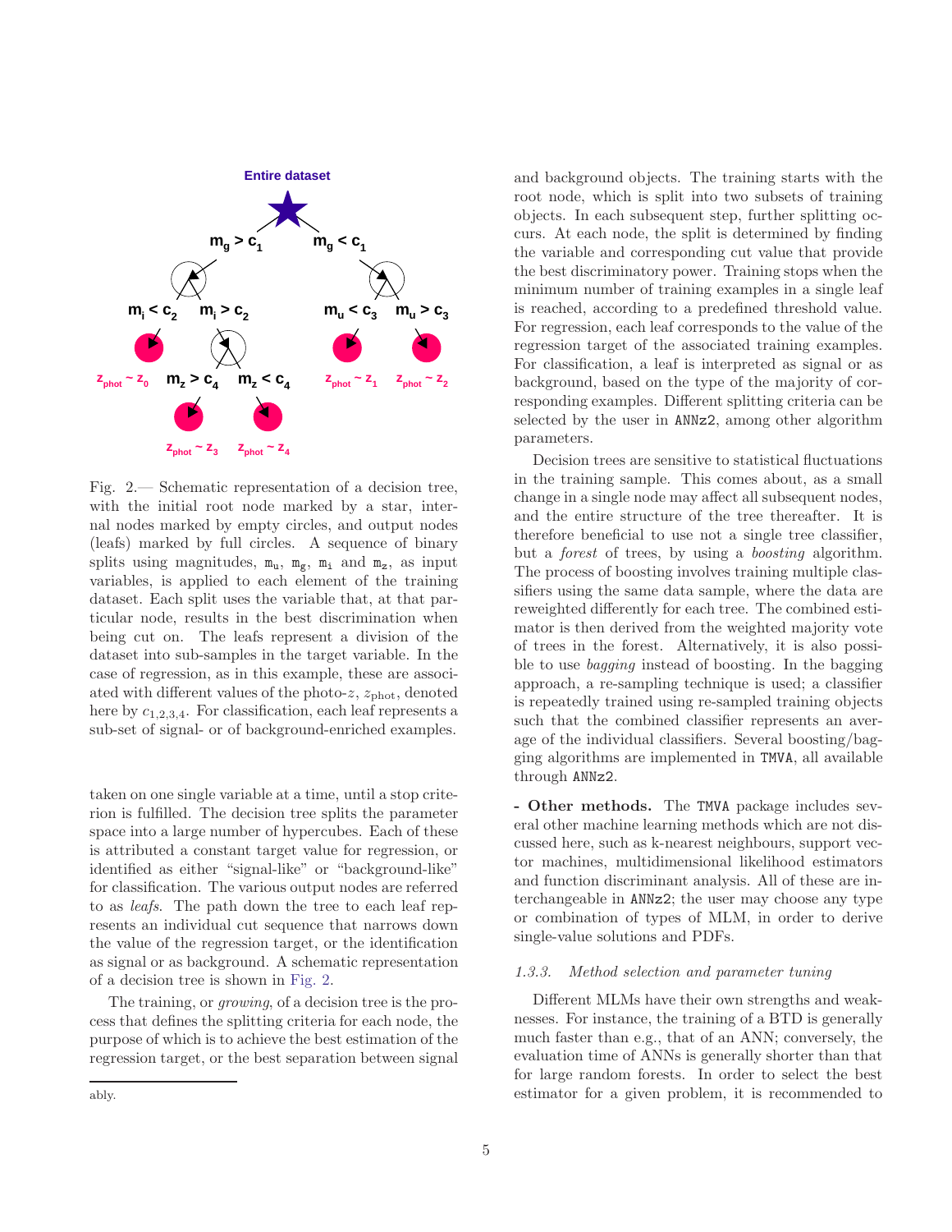Fig. 2.— Schematic representation of a decision tree, with the initial root node marked by a star, internal nodes marked by empty circles, and output nodes (leafs) marked by full circles. A sequence of binary splits using magnitudes, $m_u$, $m_g$, $m_i$ and $m_z$, as input variables, is applied to each element of the training dataset. Each split uses the variable that, at that particular node, results in the best discrimination when being cut on. The leafs represent a division of the dataset into sub-samples in the target variable. In the case of regression, as in this example, these are associated with different values of the photo-$z$, $z_{\mathrm{phot}}$, denoted here by $c_{1,2,3,4}$. For classification, each leaf represents a sub-set of signal- or of background-enriched examples.

taken on one single variable at a time, until a stop criterion is fulfilled. The decision tree splits the parameter space into a large number of hypercubes. Each of these is attributed a constant target value for regression, or identified as either "signal-like" or "background-like" for classification. The various output nodes are referred to as *leafs*. The path down the tree to each leaf represents an individual cut sequence that narrows down the value of the regression target, or the identification as signal or as background. A schematic representation of a decision tree is shown in Fig. 2.

The training, or *growing*, of a decision tree is the process that defines the splitting criteria for each node, the purpose of which is to achieve the best estimation of the regression target, or the best separation between signal and background objects. The training starts with the root node, which is split into two subsets of training objects. In each subsequent step, further splitting occurs. At each node, the split is determined by finding the variable and corresponding cut value that provide the best discriminatory power. Training stops when the minimum number of training examples in a single leaf is reached, according to a predefined threshold value. For regression, each leaf corresponds to the value of the regression target of the associated training examples. For classification, a leaf is interpreted as signal or as background, based on the type of the majority of corresponding examples. Different splitting criteria can be selected by the user in ANNz2, among other algorithm parameters.

Decision trees are sensitive to statistical fluctuations in the training sample. This comes about, as a small change in a single node may affect all subsequent nodes, and the entire structure of the tree thereafter. It is therefore beneficial to use not a single tree classifier, but a *forest* of trees, by using a *boosting* algorithm. The process of boosting involves training multiple classifiers using the same data sample, where the data are reweighted differently for each tree. The combined estimator is then derived from the weighted majority vote of trees in the forest. Alternatively, it is also possible to use *bagging* instead of boosting. In the bagging approach, a re-sampling technique is used; a classifier is repeatedly trained using re-sampled training objects such that the combined classifier represents an average of the individual classifiers. Several boosting/bagging algorithms are implemented in TMVA, all available through ANNz2.

**- Other methods.** The TMVA package includes several other machine learning methods which are not discussed here, such as k-nearest neighbours, support vector machines, multidimensional likelihood estimators and function discriminant analysis. All of these are interchangeable in ANNz2; the user may choose any type or combination of types of MLM, in order to derive single-value solutions and PDFs.

#### 1.3.3. Method selection and parameter tuning

Different MLMs have their own strengths and weaknesses. For instance, the training of a BTD is generally much faster than e.g., that of an ANN; conversely, the evaluation time of ANNs is generally shorter than that for large random forests. In order to select the best estimator for a given problem, it is recommended to

ably.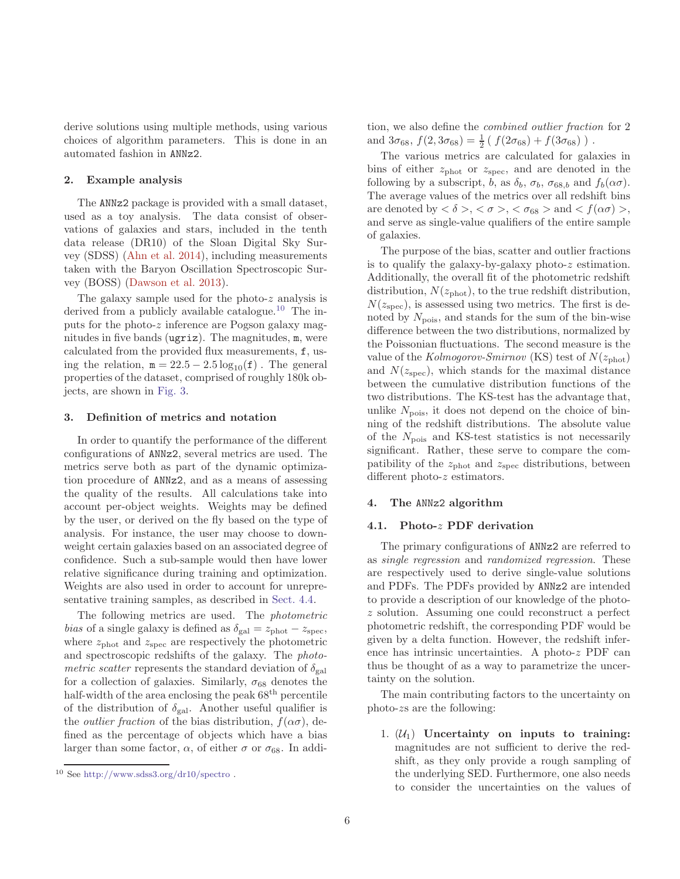derive solutions using multiple methods, using various choices of algorithm parameters. This is done in an automated fashion in ANNz2.

## 2. Example analysis

The ANNz2 package is provided with a small dataset, used as a toy analysis. The data consist of observations of galaxies and stars, included in the tenth data release (DR10) of the Sloan Digital Sky Survey (SDSS) (Ahn et al. 2014), including measurements taken with the Baryon Oscillation Spectroscopic Survey (BOSS) (Dawson et al. 2013).

The galaxy sample used for the photo-$z$ analysis is derived from a publicly available catalogue.[10] The inputs for the photo-$z$ inference are Pogson galaxy magnitudes in five bands (ugriz). The magnitudes, m, were calculated from the provided flux measurements, f, using the relation, $\mathtt{m} = 22.5 - 2.5\log_{10}(\mathtt{f})$ . The general properties of the dataset, comprised of roughly 180k objects, are shown in Fig. 3.

## 3. Definition of metrics and notation

In order to quantify the performance of the different configurations of ANNz2, several metrics are used. The metrics serve both as part of the dynamic optimization procedure of ANNz2, and as a means of assessing the quality of the results. All calculations take into account per-object weights. Weights may be defined by the user, or derived on the fly based on the type of analysis. For instance, the user may choose to down-weight certain galaxies based on an associated degree of confidence. Such a sub-sample would then have lower relative significance during training and optimization. Weights are also used in order to account for unrepresentative training samples, as described in Sect. 4.4.

The following metrics are used. The *photometric bias* of a single galaxy is defined as $\delta_{\mathrm{gal}} = z_{\mathrm{phot}} - z_{\mathrm{spec}}$, where $z_{\mathrm{phot}}$ and $z_{\mathrm{spec}}$ are respectively the photometric and spectroscopic redshifts of the galaxy. The *photometric scatter* represents the standard deviation of $\delta_{\mathrm{gal}}$ for a collection of galaxies. Similarly, $\sigma_{68}$ denotes the half-width of the area enclosing the peak $68^{\mathrm{th}}$ percentile of the distribution of $\delta_{\mathrm{gal}}$. Another useful qualifier is the *outlier fraction* of the bias distribution, $f(\alpha\sigma)$, defined as the percentage of objects which have a bias larger than some factor, $\alpha$, of either $\sigma$ or $\sigma_{68}$. In addition, we also define the *combined outlier fraction* for 2 and $3\sigma_{68}$, $f(2, 3\sigma_{68}) = \frac{1}{2}\left(\, f(2\sigma_{68}) + f(3\sigma_{68})\,\right)$ .

The various metrics are calculated for galaxies in bins of either $z_{\mathrm{phot}}$ or $z_{\mathrm{spec}}$, and are denoted in the following by a subscript, $b$, as $\delta_b$, $\sigma_b$, $\sigma_{68,b}$ and $f_b(\alpha\sigma)$. The average values of the metrics over all redshift bins are denoted by $<\delta>$, $<\sigma>$, $<\sigma_{68}>$ and $<f(\alpha\sigma)>$, and serve as single-value qualifiers of the entire sample of galaxies.

The purpose of the bias, scatter and outlier fractions is to qualify the galaxy-by-galaxy photo-$z$ estimation. Additionally, the overall fit of the photometric redshift distribution, $N(z_{\mathrm{phot}})$, to the true redshift distribution, $N(z_{\mathrm{spec}})$, is assessed using two metrics. The first is denoted by $N_{\mathrm{pois}}$, and stands for the sum of the bin-wise difference between the two distributions, normalized by the Poissonian fluctuations. The second measure is the value of the *Kolmogorov-Smirnov* (KS) test of $N(z_{\mathrm{phot}})$ and $N(z_{\mathrm{spec}})$, which stands for the maximal distance between the cumulative distribution functions of the two distributions. The KS-test has the advantage that, unlike $N_{\mathrm{pois}}$, it does not depend on the choice of binning of the redshift distributions. The absolute value of the $N_{\mathrm{pois}}$ and KS-test statistics is not necessarily significant. Rather, these serve to compare the compatibility of the $z_{\mathrm{phot}}$ and $z_{\mathrm{spec}}$ distributions, between different photo-$z$ estimators.

## 4. The ANNz2 algorithm

### 4.1. Photo-$z$ PDF derivation

The primary configurations of ANNz2 are referred to as *single regression* and *randomized regression*. These are respectively used to derive single-value solutions and PDFs. The PDFs provided by ANNz2 are intended to provide a description of our knowledge of the photo-$z$ solution. Assuming one could reconstruct a perfect photometric redshift, the corresponding PDF would be given by a delta function. However, the redshift inference has intrinsic uncertainties. A photo-$z$ PDF can thus be thought of as a way to parametrize the uncertainty on the solution.

The main contributing factors to the uncertainty on photo-$z$s are the following:

1. ($\mathcal{U}_1$) **Uncertainty on inputs to training:** magnitudes are not sufficient to derive the redshift, as they only provide a rough sampling of the underlying SED. Furthermore, one also needs to consider the uncertainties on the values of

[10] See http://www.sdss3.org/dr10/spectro .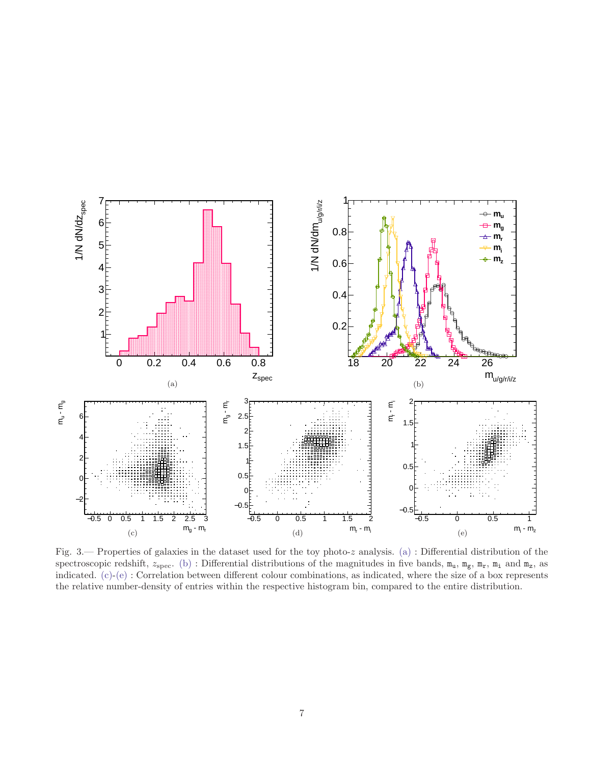Fig. 3.— Properties of galaxies in the dataset used for the toy photo-$z$ analysis. (a) : Differential distribution of the spectroscopic redshift, $z_{\rm spec}$. (b) : Differential distributions of the magnitudes in five bands, $\mathtt{m_u}$, $\mathtt{m_g}$, $\mathtt{m_r}$, $\mathtt{m_i}$ and $\mathtt{m_z}$, as indicated. (c)-(e) : Correlation between different colour combinations, as indicated, where the size of a box represents the relative number-density of entries within the respective histogram bin, compared to the entire distribution.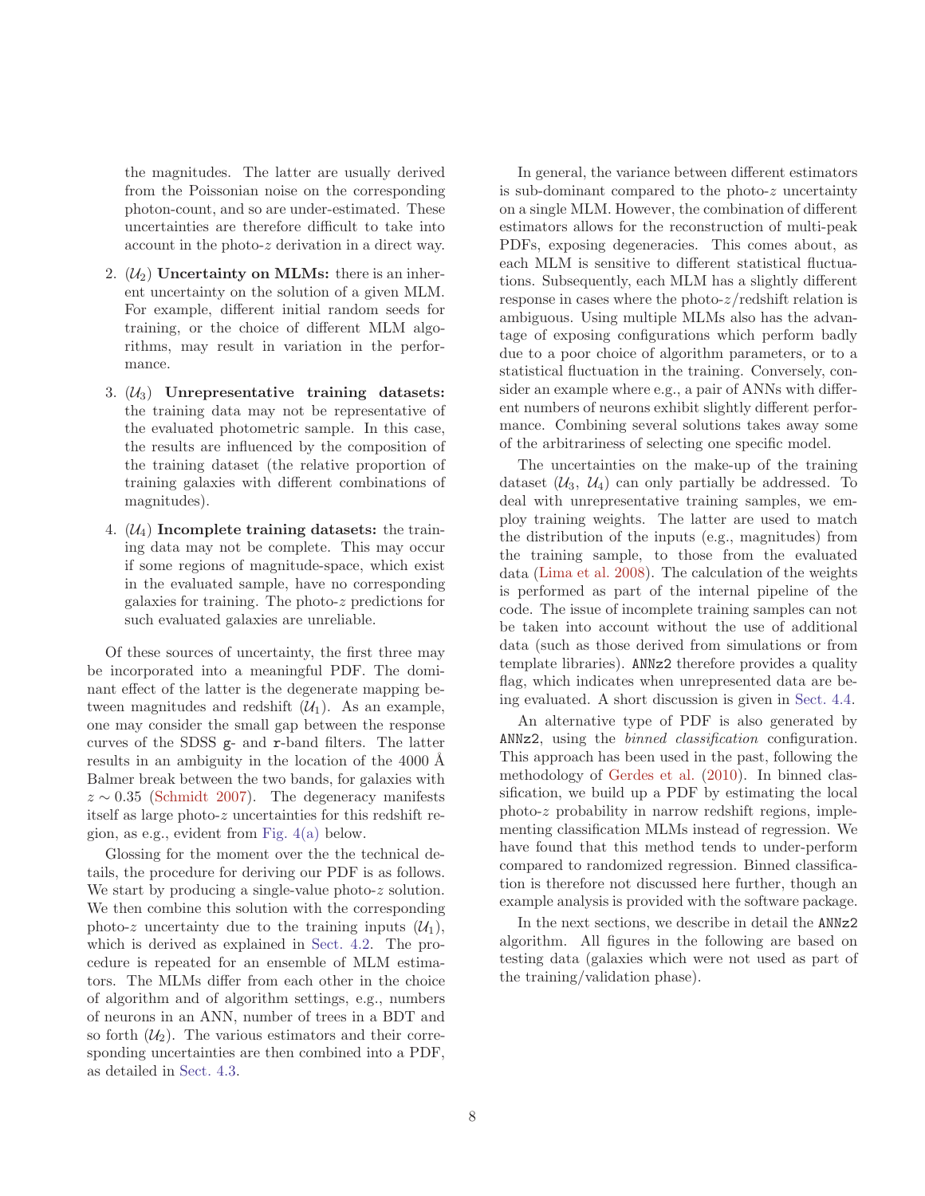the magnitudes. The latter are usually derived from the Poissonian noise on the corresponding photon-count, and so are under-estimated. These uncertainties are therefore difficult to take into account in the photo-$z$ derivation in a direct way.

2. ($\mathcal{U}_2$) **Uncertainty on MLMs:** there is an inherent uncertainty on the solution of a given MLM. For example, different initial random seeds for training, or the choice of different MLM algorithms, may result in variation in the performance.

3. ($\mathcal{U}_3$) **Unrepresentative training datasets:** the training data may not be representative of the evaluated photometric sample. In this case, the results are influenced by the composition of the training dataset (the relative proportion of training galaxies with different combinations of magnitudes).

4. ($\mathcal{U}_4$) **Incomplete training datasets:** the training data may not be complete. This may occur if some regions of magnitude-space, which exist in the evaluated sample, have no corresponding galaxies for training. The photo-$z$ predictions for such evaluated galaxies are unreliable.

Of these sources of uncertainty, the first three may be incorporated into a meaningful PDF. The dominant effect of the latter is the degenerate mapping between magnitudes and redshift ($\mathcal{U}_1$). As an example, one may consider the small gap between the response curves of the SDSS `g`- and `r`-band filters. The latter results in an ambiguity in the location of the 4000 Å Balmer break between the two bands, for galaxies with $z \sim 0.35$ (Schmidt 2007). The degeneracy manifests itself as large photo-$z$ uncertainties for this redshift region, as e.g., evident from Fig. 4(a) below.

Glossing for the moment over the the technical details, the procedure for deriving our PDF is as follows. We start by producing a single-value photo-$z$ solution. We then combine this solution with the corresponding photo-$z$ uncertainty due to the training inputs ($\mathcal{U}_1$), which is derived as explained in Sect. 4.2. The procedure is repeated for an ensemble of MLM estimators. The MLMs differ from each other in the choice of algorithm and of algorithm settings, e.g., numbers of neurons in an ANN, number of trees in a BDT and so forth ($\mathcal{U}_2$). The various estimators and their corresponding uncertainties are then combined into a PDF, as detailed in Sect. 4.3.

In general, the variance between different estimators is sub-dominant compared to the photo-$z$ uncertainty on a single MLM. However, the combination of different estimators allows for the reconstruction of multi-peak PDFs, exposing degeneracies. This comes about, as each MLM is sensitive to different statistical fluctuations. Subsequently, each MLM has a slightly different response in cases where the photo-$z$/redshift relation is ambiguous. Using multiple MLMs also has the advantage of exposing configurations which perform badly due to a poor choice of algorithm parameters, or to a statistical fluctuation in the training. Conversely, consider an example where e.g., a pair of ANNs with different numbers of neurons exhibit slightly different performance. Combining several solutions takes away some of the arbitrariness of selecting one specific model.

The uncertainties on the make-up of the training dataset ($\mathcal{U}_3$, $\mathcal{U}_4$) can only partially be addressed. To deal with unrepresentative training samples, we employ training weights. The latter are used to match the distribution of the inputs (e.g., magnitudes) from the training sample, to those from the evaluated data (Lima et al. 2008). The calculation of the weights is performed as part of the internal pipeline of the code. The issue of incomplete training samples can not be taken into account without the use of additional data (such as those derived from simulations or from template libraries). `ANNz2` therefore provides a quality flag, which indicates when unrepresented data are being evaluated. A short discussion is given in Sect. 4.4.

An alternative type of PDF is also generated by `ANNz2`, using the *binned classification* configuration. This approach has been used in the past, following the methodology of Gerdes et al. (2010). In binned classification, we build up a PDF by estimating the local photo-$z$ probability in narrow redshift regions, implementing classification MLMs instead of regression. We have found that this method tends to under-perform compared to randomized regression. Binned classification is therefore not discussed here further, though an example analysis is provided with the software package.

In the next sections, we describe in detail the `ANNz2` algorithm. All figures in the following are based on testing data (galaxies which were not used as part of the training/validation phase).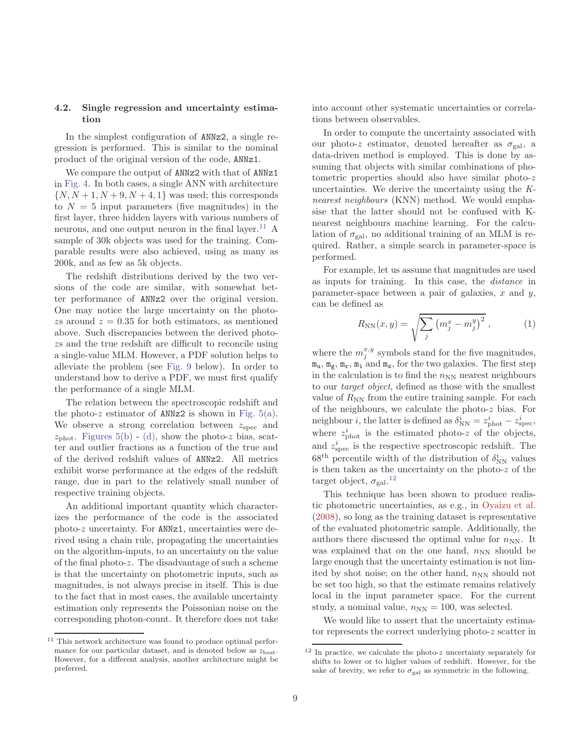### 4.2. Single regression and uncertainty estimation

In the simplest configuration of ANNz2, a single regression is performed. This is similar to the nominal product of the original version of the code, ANNz1.

We compare the output of ANNz2 with that of ANNz1 in Fig. 4. In both cases, a single ANN with architecture $\{N, N+1, N+9, N+4, 1\}$ was used; this corresponds to $N = 5$ input parameters (five magnitudes) in the first layer, three hidden layers with various numbers of neurons, and one output neuron in the final layer.[11] A sample of 30k objects was used for the training. Comparable results were also achieved, using as many as 200k, and as few as 5k objects.

The redshift distributions derived by the two versions of the code are similar, with somewhat better performance of ANNz2 over the original version. One may notice the large uncertainty on the photo-$z$s around $z = 0.35$ for both estimators, as mentioned above. Such discrepancies between the derived photo-$z$s and the true redshift are difficult to reconcile using a single-value MLM. However, a PDF solution helps to alleviate the problem (see Fig. 9 below). In order to understand how to derive a PDF, we must first qualify the performance of a single MLM.

The relation between the spectroscopic redshift and the photo-$z$ estimator of ANNz2 is shown in Fig. 5(a). We observe a strong correlation between $z_{\mathrm{spec}}$ and $z_{\mathrm{phot}}$. Figures 5(b) - (d), show the photo-$z$ bias, scatter and outlier fractions as a function of the true and of the derived redshift values of ANNz2. All metrics exhibit worse performance at the edges of the redshift range, due in part to the relatively small number of respective training objects.

An additional important quantity which characterizes the performance of the code is the associated photo-$z$ uncertainty. For ANNz1, uncertainties were derived using a chain rule, propagating the uncertainties on the algorithm-inputs, to an uncertainty on the value of the final photo-$z$. The disadvantage of such a scheme is that the uncertainty on photometric inputs, such as magnitudes, is not always precise in itself. This is due to the fact that in most cases, the available uncertainty estimation only represents the Poissonian noise on the corresponding photon-count. It therefore does not take into account other systematic uncertainties or correlations between observables.

In order to compute the uncertainty associated with our photo-$z$ estimator, denoted hereafter as $\sigma_{\mathrm{gal}}$, a data-driven method is employed. This is done by assuming that objects with similar combinations of photometric properties should also have similar photo-$z$ uncertainties. We derive the uncertainty using the *K-nearest neighbours* (KNN) method. We would emphasise that the latter should not be confused with K-nearest neighbours machine learning. For the calculation of $\sigma_{\mathrm{gal}}$, no additional training of an MLM is required. Rather, a simple search in parameter-space is performed.

For example, let us assume that magnitudes are used as inputs for training. In this case, the *distance* in parameter-space between a pair of galaxies, $x$ and $y$, can be defined as

$$R_{\mathrm{NN}}(x,y) = \sqrt{\sum_{j} \left(m_j^x - m_j^y\right)^2} \,, \tag{1}$$

where the $m_j^{x,y}$ symbols stand for the five magnitudes, $\mathtt{m_u}$, $\mathtt{m_g}$, $\mathtt{m_r}$, $\mathtt{m_i}$ and $\mathtt{m_z}$, for the two galaxies. The first step in the calculation is to find the $n_{\mathrm{NN}}$ nearest neighbours to our *target object*, defined as those with the smallest value of $R_{\mathrm{NN}}$ from the entire training sample. For each of the neighbours, we calculate the photo-$z$ bias. For neighbour $i$, the latter is defined as $\delta^i_{\mathrm{NN}} = z^i_{\mathrm{phot}} - z^i_{\mathrm{spec}}$, where $z^i_{\mathrm{phot}}$ is the estimated photo-$z$ of the objects, and $z^i_{\mathrm{spec}}$ is the respective spectroscopic redshift. The $68^{\mathrm{th}}$ percentile width of the distribution of $\delta^i_{\mathrm{NN}}$ values is then taken as the uncertainty on the photo-$z$ of the target object, $\sigma_{\mathrm{gal}}$.[12]

This technique has been shown to produce realistic photometric uncertainties, as e.g., in Oyaizu et al. (2008), so long as the training dataset is representative of the evaluated photometric sample. Additionally, the authors there discussed the optimal value for $n_{\mathrm{NN}}$. It was explained that on the one hand, $n_{\mathrm{NN}}$ should be large enough that the uncertainty estimation is not limited by shot noise; on the other hand, $n_{\mathrm{NN}}$ should not be set too high, so that the estimate remains relatively local in the input parameter space. For the current study, a nominal value, $n_{\mathrm{NN}} = 100$, was selected.

We would like to assert that the uncertainty estimator represents the correct underlying photo-$z$ scatter in

[11] This network architecture was found to produce optimal performance for our particular dataset, and is denoted below as $z_{\mathrm{best}}$. However, for a different analysis, another architecture might be preferred.

[12] In practice, we calculate the photo-$z$ uncertainty separately for shifts to lower or to higher values of redshift. However, for the sake of brevity, we refer to $\sigma_{\mathrm{gal}}$ as symmetric in the following.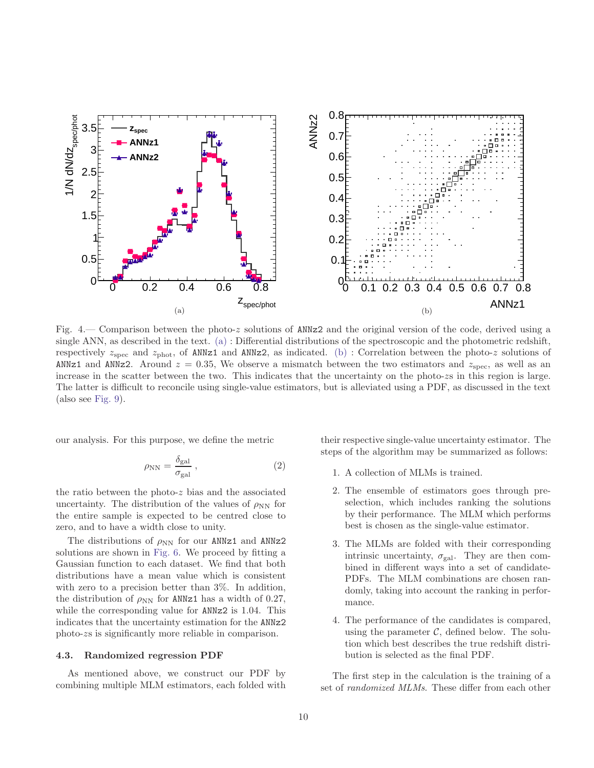Fig. 4.— Comparison between the photo-$z$ solutions of ANNz2 and the original version of the code, derived using a single ANN, as described in the text. (a) : Differential distributions of the spectroscopic and the photometric redshift, respectively $z_{\mathrm{spec}}$ and $z_{\mathrm{phot}}$, of ANNz1 and ANNz2, as indicated. (b) : Correlation between the photo-$z$ solutions of ANNz1 and ANNz2. Around $z = 0.35$, We observe a mismatch between the two estimators and $z_{\mathrm{spec}}$, as well as an increase in the scatter between the two. This indicates that the uncertainty on the photo-$z$s in this region is large. The latter is difficult to reconcile using single-value estimators, but is alleviated using a PDF, as discussed in the text (also see Fig. 9).

our analysis. For this purpose, we define the metric

$$\rho_{\mathrm{NN}} = \frac{\delta_{\mathrm{gal}}}{\sigma_{\mathrm{gal}}} \,, \tag{2}$$

the ratio between the photo-$z$ bias and the associated uncertainty. The distribution of the values of $\rho_{\mathrm{NN}}$ for the entire sample is expected to be centred close to zero, and to have a width close to unity.

The distributions of $\rho_{\mathrm{NN}}$ for our ANNz1 and ANNz2 solutions are shown in Fig. 6. We proceed by fitting a Gaussian function to each dataset. We find that both distributions have a mean value which is consistent with zero to a precision better than 3%. In addition, the distribution of $\rho_{\mathrm{NN}}$ for ANNz1 has a width of 0.27, while the corresponding value for ANNz2 is 1.04. This indicates that the uncertainty estimation for the ANNz2 photo-$z$s is significantly more reliable in comparison.

### 4.3. Randomized regression PDF

As mentioned above, we construct our PDF by combining multiple MLM estimators, each folded with their respective single-value uncertainty estimator. The steps of the algorithm may be summarized as follows:

1. A collection of MLMs is trained.
2. The ensemble of estimators goes through pre-selection, which includes ranking the solutions by their performance. The MLM which performs best is chosen as the single-value estimator.
3. The MLMs are folded with their corresponding intrinsic uncertainty, $\sigma_{\mathrm{gal}}$. They are then combined in different ways into a set of candidate-PDFs. The MLM combinations are chosen randomly, taking into account the ranking in performance.
4. The performance of the candidates is compared, using the parameter $\mathcal{C}$, defined below. The solution which best describes the true redshift distribution is selected as the final PDF.

The first step in the calculation is the training of a set of *randomized MLMs*. These differ from each other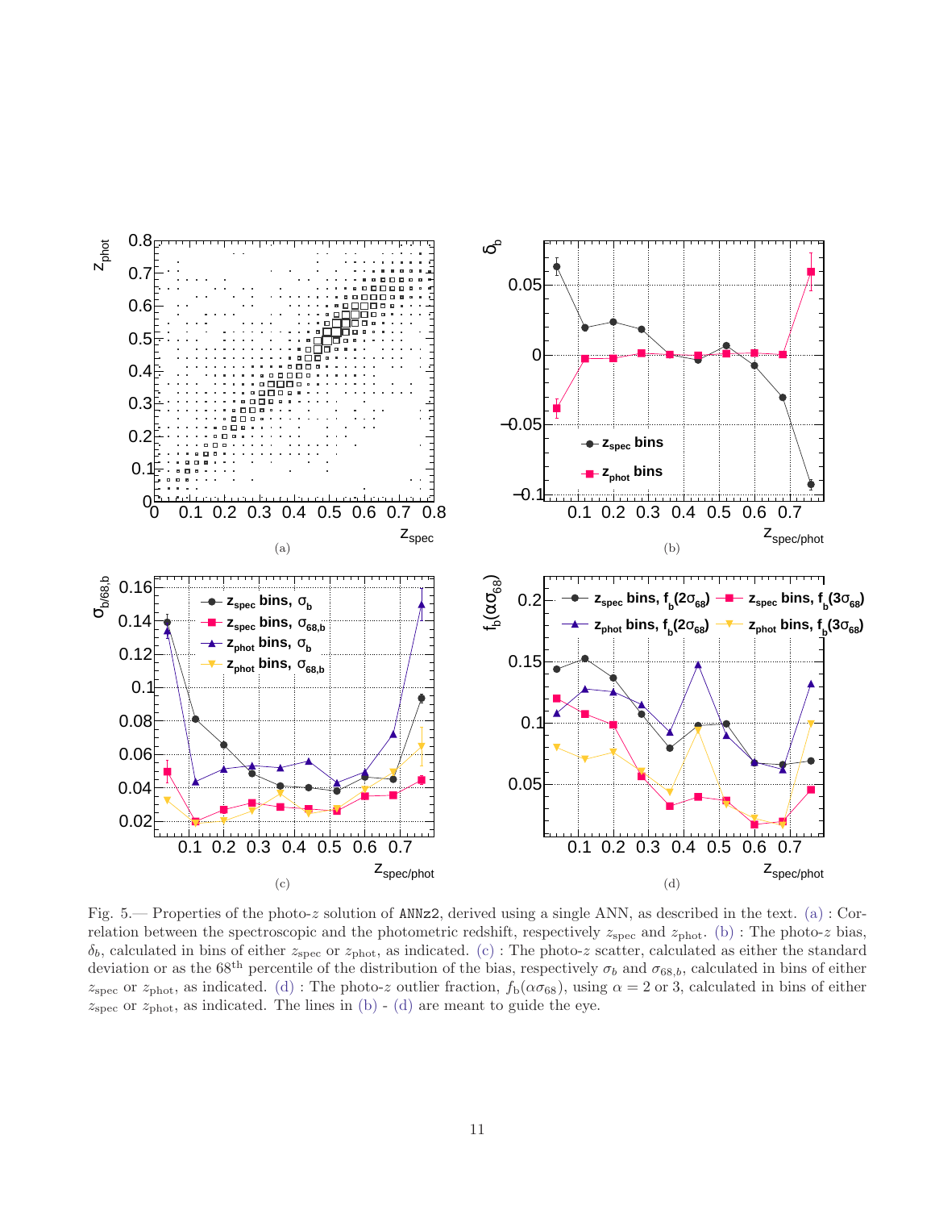Fig. 5.— Properties of the photo-$z$ solution of ANNz2, derived using a single ANN, as described in the text. (a) : Correlation between the spectroscopic and the photometric redshift, respectively $z_{\mathrm{spec}}$ and $z_{\mathrm{phot}}$. (b) : The photo-$z$ bias, $\delta_b$, calculated in bins of either $z_{\mathrm{spec}}$ or $z_{\mathrm{phot}}$, as indicated. (c) : The photo-$z$ scatter, calculated as either the standard deviation or as the 68$^{\mathrm{th}}$ percentile of the distribution of the bias, respectively $\sigma_b$ and $\sigma_{68,b}$, calculated in bins of either $z_{\mathrm{spec}}$ or $z_{\mathrm{phot}}$, as indicated. (d) : The photo-$z$ outlier fraction, $f_{\mathrm{b}}(\alpha\sigma_{68})$, using $\alpha = 2$ or 3, calculated in bins of either $z_{\mathrm{spec}}$ or $z_{\mathrm{phot}}$, as indicated. The lines in (b) - (d) are meant to guide the eye.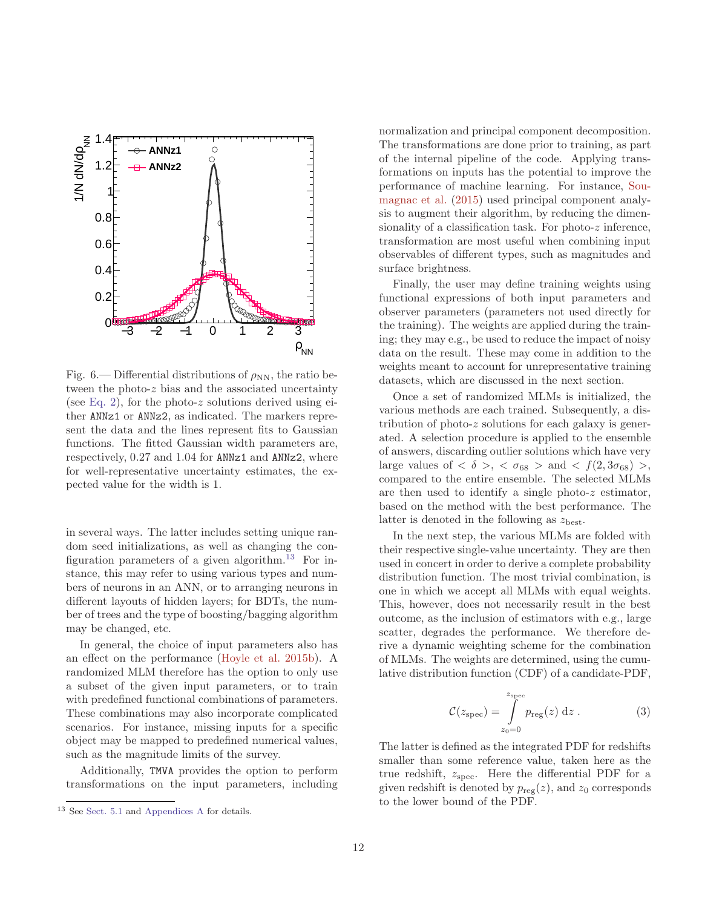Fig. 6.— Differential distributions of $\rho_{\rm NN}$, the ratio between the photo-$z$ bias and the associated uncertainty (see Eq. 2), for the photo-$z$ solutions derived using either ANNz1 or ANNz2, as indicated. The markers represent the data and the lines represent fits to Gaussian functions. The fitted Gaussian width parameters are, respectively, 0.27 and 1.04 for ANNz1 and ANNz2, where for well-representative uncertainty estimates, the expected value for the width is 1.

in several ways. The latter includes setting unique random seed initializations, as well as changing the configuration parameters of a given algorithm.[13] For instance, this may refer to using various types and numbers of neurons in an ANN, or to arranging neurons in different layouts of hidden layers; for BDTs, the number of trees and the type of boosting/bagging algorithm may be changed, etc.

In general, the choice of input parameters also has an effect on the performance (Hoyle et al. 2015b). A randomized MLM therefore has the option to only use a subset of the given input parameters, or to train with predefined functional combinations of parameters. These combinations may also incorporate complicated scenarios. For instance, missing inputs for a specific object may be mapped to predefined numerical values, such as the magnitude limits of the survey.

Additionally, TMVA provides the option to perform transformations on the input parameters, including normalization and principal component decomposition. The transformations are done prior to training, as part of the internal pipeline of the code. Applying transformations on inputs has the potential to improve the performance of machine learning. For instance, Soumagnac et al. (2015) used principal component analysis to augment their algorithm, by reducing the dimensionality of a classification task. For photo-$z$ inference, transformation are most useful when combining input observables of different types, such as magnitudes and surface brightness.

Finally, the user may define training weights using functional expressions of both input parameters and observer parameters (parameters not used directly for the training). The weights are applied during the training; they may e.g., be used to reduce the impact of noisy data on the result. These may come in addition to the weights meant to account for unrepresentative training datasets, which are discussed in the next section.

Once a set of randomized MLMs is initialized, the various methods are each trained. Subsequently, a distribution of photo-$z$ solutions for each galaxy is generated. A selection procedure is applied to the ensemble of answers, discarding outlier solutions which have very large values of $<\delta>$, $<\sigma_{68}>$ and $<f(2,3\sigma_{68})>$, compared to the entire ensemble. The selected MLMs are then used to identify a single photo-$z$ estimator, based on the method with the best performance. The latter is denoted in the following as $z_{\rm best}$.

In the next step, the various MLMs are folded with their respective single-value uncertainty. They are then used in concert in order to derive a complete probability distribution function. The most trivial combination, is one in which we accept all MLMs with equal weights. This, however, does not necessarily result in the best outcome, as the inclusion of estimators with e.g., large scatter, degrades the performance. We therefore derive a dynamic weighting scheme for the combination of MLMs. The weights are determined, using the cumulative distribution function (CDF) of a candidate-PDF,

$$\mathcal{C}(z_{\rm spec}) = \int_{z_0=0}^{z_{\rm spec}} p_{\rm reg}(z)\ {\rm d}z\ . \tag{3}$$

The latter is defined as the integrated PDF for redshifts smaller than some reference value, taken here as the true redshift, $z_{\rm spec}$. Here the differential PDF for a given redshift is denoted by $p_{\rm reg}(z)$, and $z_0$ corresponds to the lower bound of the PDF.

[13] See Sect. 5.1 and Appendices A for details.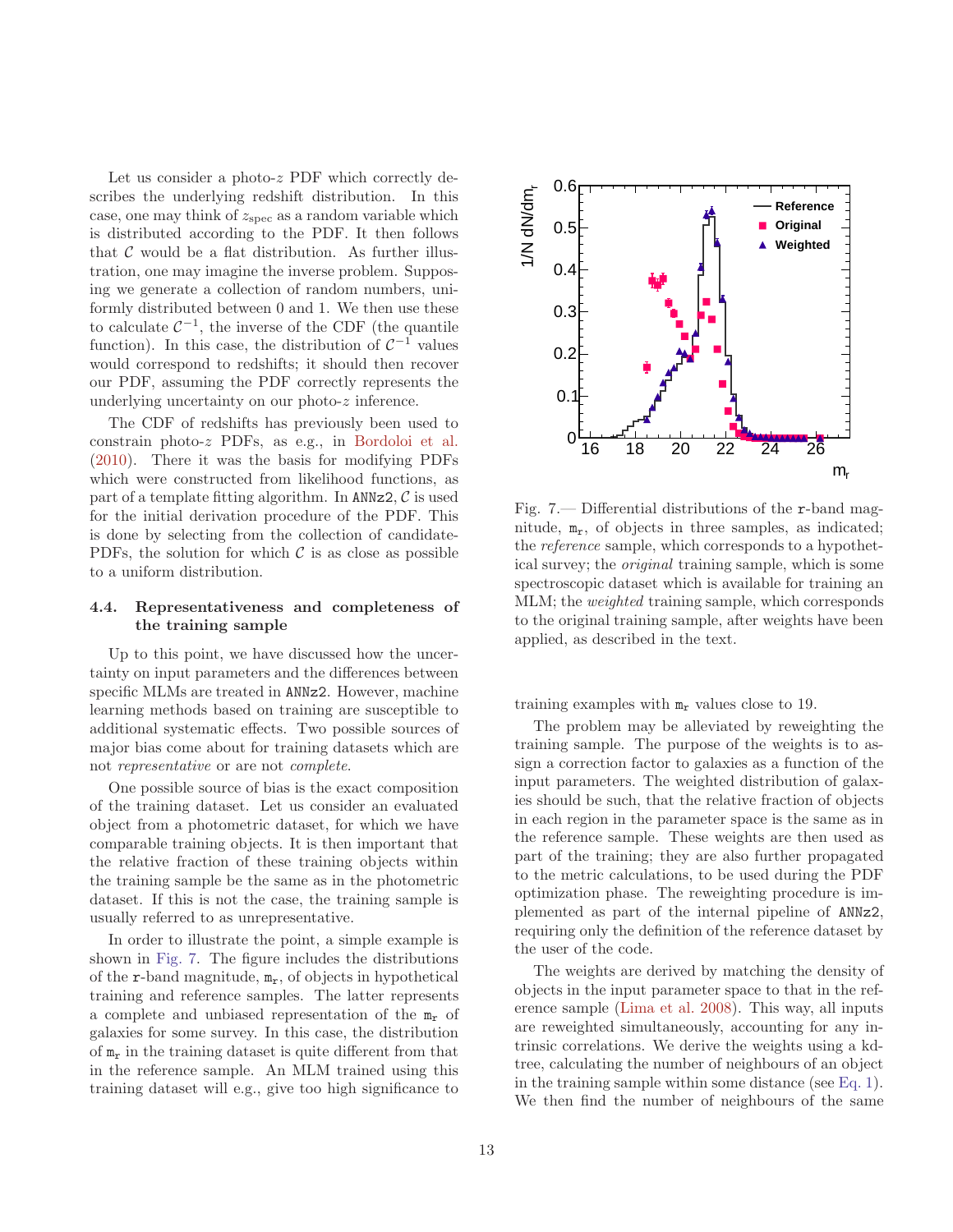Let us consider a photo-$z$ PDF which correctly describes the underlying redshift distribution. In this case, one may think of $z_{\rm spec}$ as a random variable which is distributed according to the PDF. It then follows that $\mathcal{C}$ would be a flat distribution. As further illustration, one may imagine the inverse problem. Supposing we generate a collection of random numbers, uniformly distributed between 0 and 1. We then use these to calculate $\mathcal{C}^{-1}$, the inverse of the CDF (the quantile function). In this case, the distribution of $\mathcal{C}^{-1}$ values would correspond to redshifts; it should then recover our PDF, assuming the PDF correctly represents the underlying uncertainty on our photo-$z$ inference.

The CDF of redshifts has previously been used to constrain photo-$z$ PDFs, as e.g., in Bordoloi et al. (2010). There it was the basis for modifying PDFs which were constructed from likelihood functions, as part of a template fitting algorithm. In ANNz2, $\mathcal{C}$ is used for the initial derivation procedure of the PDF. This is done by selecting from the collection of candidate-PDFs, the solution for which $\mathcal{C}$ is as close as possible to a uniform distribution.

### 4.4. Representativeness and completeness of the training sample

Up to this point, we have discussed how the uncertainty on input parameters and the differences between specific MLMs are treated in ANNz2. However, machine learning methods based on training are susceptible to additional systematic effects. Two possible sources of major bias come about for training datasets which are not *representative* or are not *complete*.

One possible source of bias is the exact composition of the training dataset. Let us consider an evaluated object from a photometric dataset, for which we have comparable training objects. It is then important that the relative fraction of these training objects within the training sample be the same as in the photometric dataset. If this is not the case, the training sample is usually referred to as unrepresentative.

In order to illustrate the point, a simple example is shown in Fig. 7. The figure includes the distributions of the r-band magnitude, $m_r$, of objects in hypothetical training and reference samples. The latter represents a complete and unbiased representation of the $m_r$ of galaxies for some survey. In this case, the distribution of $m_r$ in the training dataset is quite different from that in the reference sample. An MLM trained using this training dataset will e.g., give too high significance to training examples with $m_r$ values close to 19.

Fig. 7.— Differential distributions of the r-band magnitude, $m_r$, of objects in three samples, as indicated; the *reference* sample, which corresponds to a hypothetical survey; the *original* training sample, which is some spectroscopic dataset which is available for training an MLM; the *weighted* training sample, which corresponds to the original training sample, after weights have been applied, as described in the text.

The problem may be alleviated by reweighting the training sample. The purpose of the weights is to assign a correction factor to galaxies as a function of the input parameters. The weighted distribution of galaxies should be such, that the relative fraction of objects in each region in the parameter space is the same as in the reference sample. These weights are then used as part of the training; they are also further propagated to the metric calculations, to be used during the PDF optimization phase. The reweighting procedure is implemented as part of the internal pipeline of ANNz2, requiring only the definition of the reference dataset by the user of the code.

The weights are derived by matching the density of objects in the input parameter space to that in the reference sample (Lima et al. 2008). This way, all inputs are reweighted simultaneously, accounting for any intrinsic correlations. We derive the weights using a kd-tree, calculating the number of neighbours of an object in the training sample within some distance (see Eq. 1). We then find the number of neighbours of the same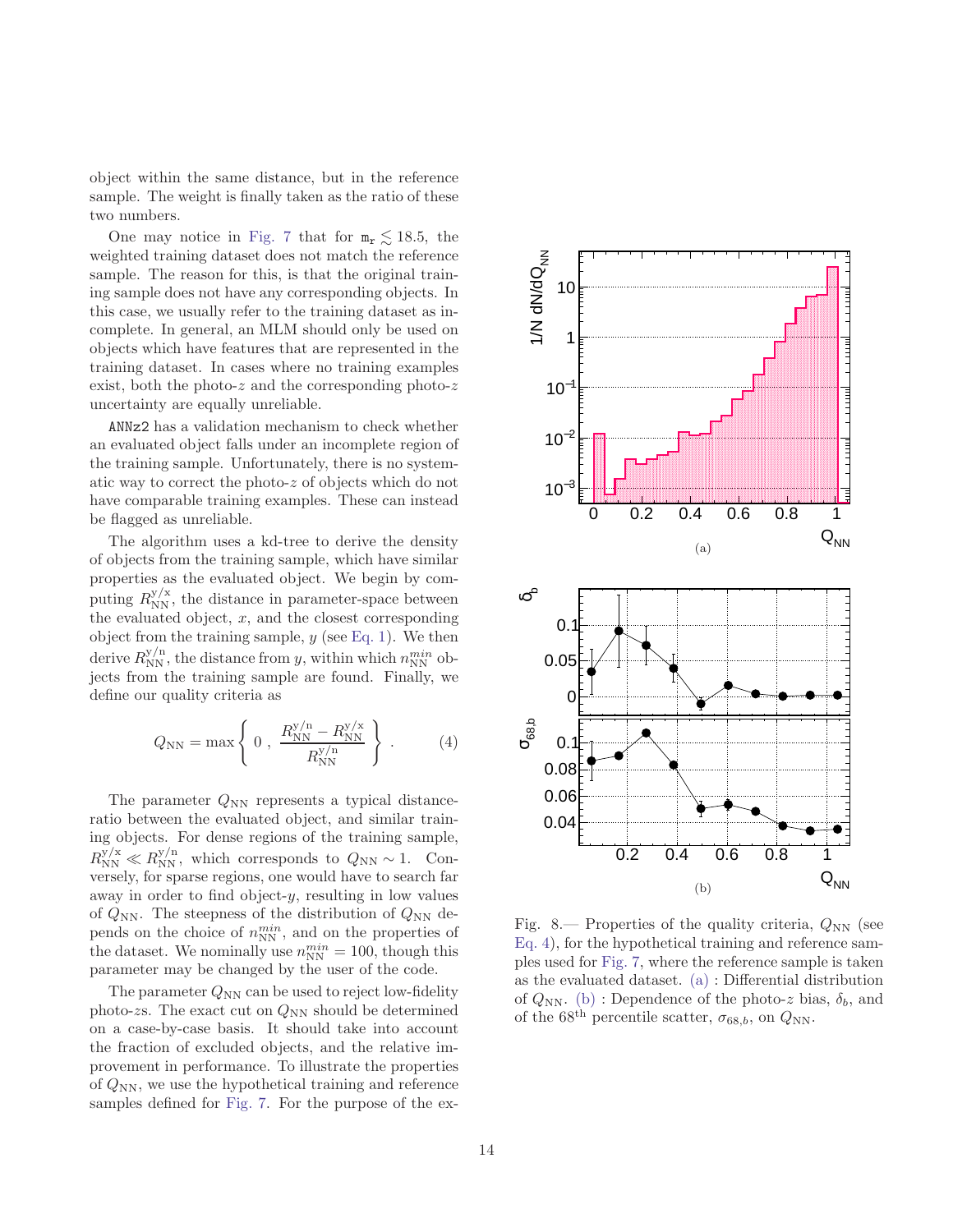object within the same distance, but in the reference sample. The weight is finally taken as the ratio of these two numbers.

One may notice in Fig. 7 that for $\mathtt{m_r} \lesssim 18.5$, the weighted training dataset does not match the reference sample. The reason for this, is that the original training sample does not have any corresponding objects. In this case, we usually refer to the training dataset as incomplete. In general, an MLM should only be used on objects which have features that are represented in the training dataset. In cases where no training examples exist, both the photo-$z$ and the corresponding photo-$z$ uncertainty are equally unreliable.

`ANNz2` has a validation mechanism to check whether an evaluated object falls under an incomplete region of the training sample. Unfortunately, there is no systematic way to correct the photo-$z$ of objects which do not have comparable training examples. These can instead be flagged as unreliable.

The algorithm uses a kd-tree to derive the density of objects from the training sample, which have similar properties as the evaluated object. We begin by computing $R_{\mathrm{NN}}^{\mathrm{y/x}}$, the distance in parameter-space between the evaluated object, $x$, and the closest corresponding object from the training sample, $y$ (see Eq. 1). We then derive $R_{\mathrm{NN}}^{\mathrm{y/n}}$, the distance from $y$, within which $n_{\mathrm{NN}}^{min}$ objects from the training sample are found. Finally, we define our quality criteria as

$$Q_{\mathrm{NN}} = \max\left\{ 0 \;,\; \frac{R_{\mathrm{NN}}^{\mathrm{y/n}} - R_{\mathrm{NN}}^{\mathrm{y/x}}}{R_{\mathrm{NN}}^{\mathrm{y/n}}} \right\} \;. \tag{4}$$

The parameter $Q_{\mathrm{NN}}$ represents a typical distance-ratio between the evaluated object, and similar training objects. For dense regions of the training sample, $R_{\mathrm{NN}}^{\mathrm{y/x}} \ll R_{\mathrm{NN}}^{\mathrm{y/n}}$, which corresponds to $Q_{\mathrm{NN}} \sim 1$. Conversely, for sparse regions, one would have to search far away in order to find object-$y$, resulting in low values of $Q_{\mathrm{NN}}$. The steepness of the distribution of $Q_{\mathrm{NN}}$ depends on the choice of $n_{\mathrm{NN}}^{min}$, and on the properties of the dataset. We nominally use $n_{\mathrm{NN}}^{min} = 100$, though this parameter may be changed by the user of the code.

The parameter $Q_{\mathrm{NN}}$ can be used to reject low-fidelity photo-$z$s. The exact cut on $Q_{\mathrm{NN}}$ should be determined on a case-by-case basis. It should take into account the fraction of excluded objects, and the relative improvement in performance. To illustrate the properties of $Q_{\mathrm{NN}}$, we use the hypothetical training and reference samples defined for Fig. 7. For the purpose of the ex-

Fig. 8.— Properties of the quality criteria, $Q_{\mathrm{NN}}$ (see Eq. 4), for the hypothetical training and reference samples used for Fig. 7, where the reference sample is taken as the evaluated dataset. (a) : Differential distribution of $Q_{\mathrm{NN}}$. (b) : Dependence of the photo-$z$ bias, $\delta_b$, and of the 68[th] percentile scatter, $\sigma_{68,b}$, on $Q_{\mathrm{NN}}$.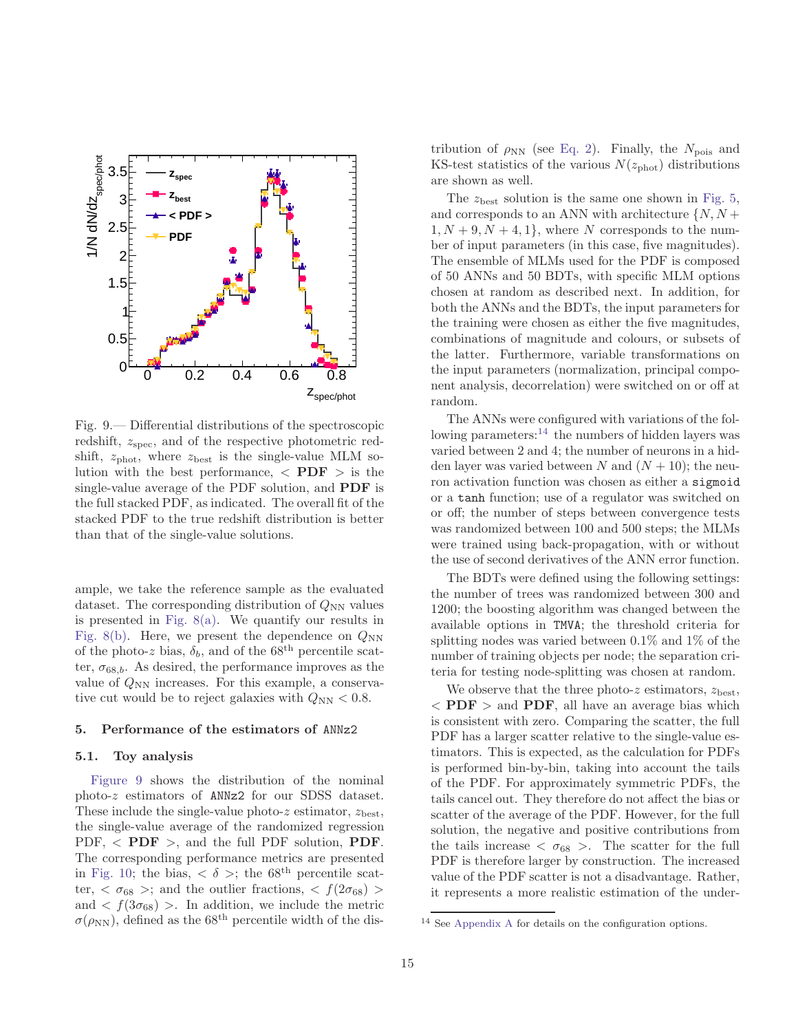Fig. 9.— Differential distributions of the spectroscopic redshift, $z_{\rm spec}$, and of the respective photometric redshift, $z_{\rm phot}$, where $z_{\rm best}$ is the single-value MLM solution with the best performance, < **PDF** > is the single-value average of the PDF solution, and **PDF** is the full stacked PDF, as indicated. The overall fit of the stacked PDF to the true redshift distribution is better than that of the single-value solutions.

ample, we take the reference sample as the evaluated dataset. The corresponding distribution of $Q_{\rm NN}$ values is presented in Fig. 8(a). We quantify our results in Fig. 8(b). Here, we present the dependence on $Q_{\rm NN}$ of the photo-$z$ bias, $\delta_b$, and of the 68$^{\rm th}$ percentile scatter, $\sigma_{68,b}$. As desired, the performance improves as the value of $Q_{\rm NN}$ increases. For this example, a conservative cut would be to reject galaxies with $Q_{\rm NN} < 0.8$.

## 5. Performance of the estimators of ANNz2

### 5.1. Toy analysis

Figure 9 shows the distribution of the nominal photo-$z$ estimators of ANNz2 for our SDSS dataset. These include the single-value photo-$z$ estimator, $z_{\rm best}$, the single-value average of the randomized regression PDF, < **PDF** >, and the full PDF solution, **PDF**. The corresponding performance metrics are presented in Fig. 10; the bias, $< \delta >$; the 68$^{\rm th}$ percentile scatter, $< \sigma_{68} >$; and the outlier fractions, $< f(2\sigma_{68}) >$ and $< f(3\sigma_{68}) >$. In addition, we include the metric $\sigma(\rho_{\rm NN})$, defined as the 68$^{\rm th}$ percentile width of the distribution of $\rho_{\rm NN}$ (see Eq. 2). Finally, the $N_{\rm pois}$ and KS-test statistics of the various $N(z_{\rm phot})$ distributions are shown as well.

The $z_{\rm best}$ solution is the same one shown in Fig. 5, and corresponds to an ANN with architecture $\{N, N+1, N+9, N+4, 1\}$, where $N$ corresponds to the number of input parameters (in this case, five magnitudes). The ensemble of MLMs used for the PDF is composed of 50 ANNs and 50 BDTs, with specific MLM options chosen at random as described next. In addition, for both the ANNs and the BDTs, the input parameters for the training were chosen as either the five magnitudes, combinations of magnitude and colours, or subsets of the latter. Furthermore, variable transformations on the input parameters (normalization, principal component analysis, decorrelation) were switched on or off at random.

The ANNs were configured with variations of the following parameters:[14] the numbers of hidden layers was varied between 2 and 4; the number of neurons in a hidden layer was varied between $N$ and $(N + 10)$; the neuron activation function was chosen as either a `sigmoid` or a `tanh` function; use of a regulator was switched on or off; the number of steps between convergence tests was randomized between 100 and 500 steps; the MLMs were trained using back-propagation, with or without the use of second derivatives of the ANN error function.

The BDTs were defined using the following settings: the number of trees was randomized between 300 and 1200; the boosting algorithm was changed between the available options in TMVA; the threshold criteria for splitting nodes was varied between 0.1% and 1% of the number of training objects per node; the separation criteria for testing node-splitting was chosen at random.

We observe that the three photo-$z$ estimators, $z_{\rm best}$, < **PDF** > and **PDF**, all have an average bias which is consistent with zero. Comparing the scatter, the full PDF has a larger scatter relative to the single-value estimators. This is expected, as the calculation for PDFs is performed bin-by-bin, taking into account the tails of the PDF. For approximately symmetric PDFs, the tails cancel out. They therefore do not affect the bias or scatter of the average of the PDF. However, for the full solution, the negative and positive contributions from the tails increase $< \sigma_{68} >$. The scatter for the full PDF is therefore larger by construction. The increased value of the PDF scatter is not a disadvantage. Rather, it represents a more realistic estimation of the under-

[14] See Appendix A for details on the configuration options.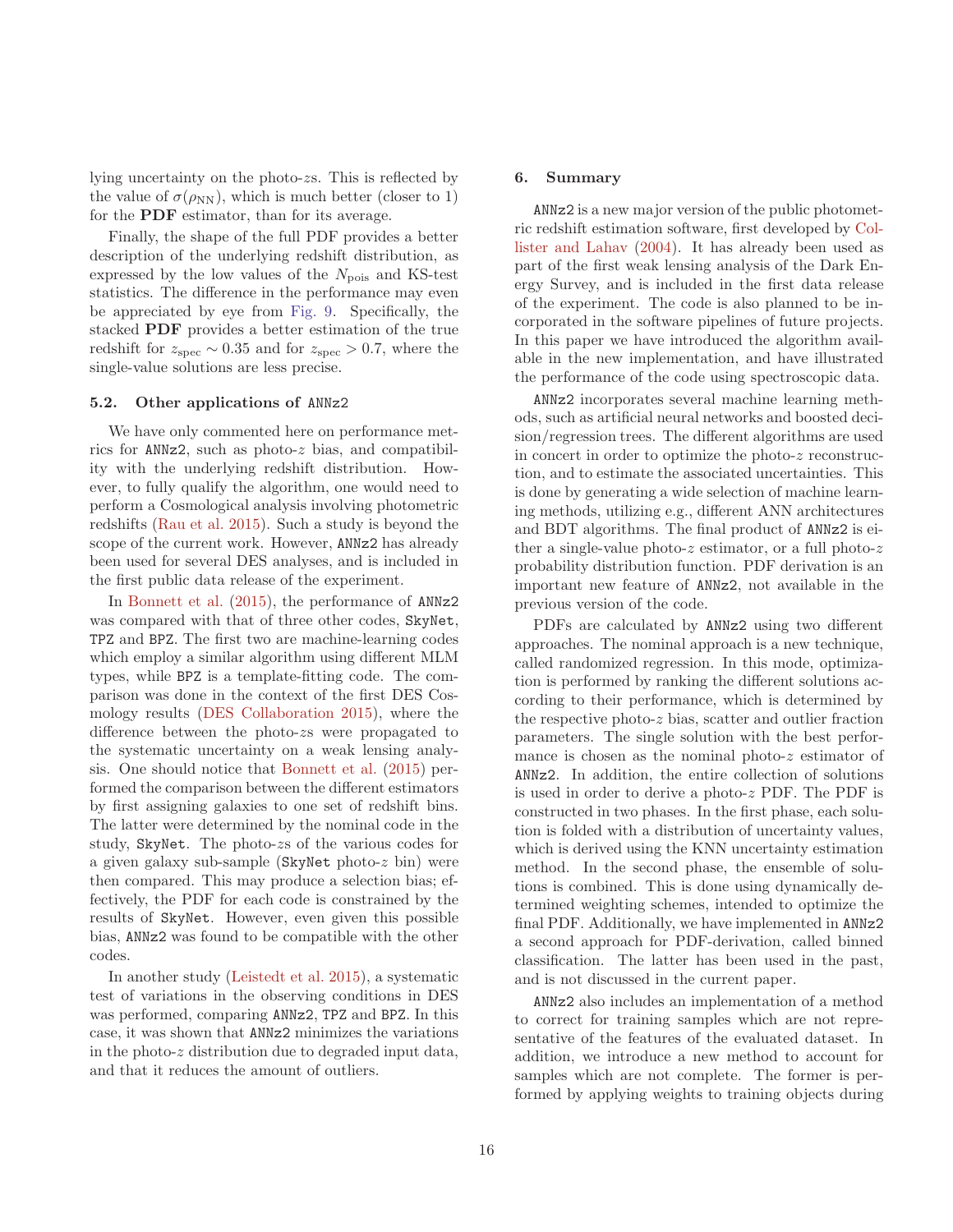lying uncertainty on the photo-$z$s. This is reflected by the value of $\sigma(\rho_{\mathrm{NN}})$, which is much better (closer to 1) for the **PDF** estimator, than for its average.

Finally, the shape of the full PDF provides a better description of the underlying redshift distribution, as expressed by the low values of the $N_{\mathrm{pois}}$ and KS-test statistics. The difference in the performance may even be appreciated by eye from Fig. 9. Specifically, the stacked **PDF** provides a better estimation of the true redshift for $z_{\mathrm{spec}} \sim 0.35$ and for $z_{\mathrm{spec}} > 0.7$, where the single-value solutions are less precise.

### 5.2. Other applications of ANNz2

We have only commented here on performance metrics for ANNz2, such as photo-$z$ bias, and compatibility with the underlying redshift distribution. However, to fully qualify the algorithm, one would need to perform a Cosmological analysis involving photometric redshifts (Rau et al. 2015). Such a study is beyond the scope of the current work. However, ANNz2 has already been used for several DES analyses, and is included in the first public data release of the experiment.

In Bonnett et al. (2015), the performance of ANNz2 was compared with that of three other codes, SkyNet, TPZ and BPZ. The first two are machine-learning codes which employ a similar algorithm using different MLM types, while BPZ is a template-fitting code. The comparison was done in the context of the first DES Cosmology results (DES Collaboration 2015), where the difference between the photo-$z$s were propagated to the systematic uncertainty on a weak lensing analysis. One should notice that Bonnett et al. (2015) performed the comparison between the different estimators by first assigning galaxies to one set of redshift bins. The latter were determined by the nominal code in the study, SkyNet. The photo-$z$s of the various codes for a given galaxy sub-sample (SkyNet photo-$z$ bin) were then compared. This may produce a selection bias; effectively, the PDF for each code is constrained by the results of SkyNet. However, even given this possible bias, ANNz2 was found to be compatible with the other codes.

In another study (Leistedt et al. 2015), a systematic test of variations in the observing conditions in DES was performed, comparing ANNz2, TPZ and BPZ. In this case, it was shown that ANNz2 minimizes the variations in the photo-$z$ distribution due to degraded input data, and that it reduces the amount of outliers.

## 6. Summary

ANNz2 is a new major version of the public photometric redshift estimation software, first developed by Collister and Lahav (2004). It has already been used as part of the first weak lensing analysis of the Dark Energy Survey, and is included in the first data release of the experiment. The code is also planned to be incorporated in the software pipelines of future projects. In this paper we have introduced the algorithm available in the new implementation, and have illustrated the performance of the code using spectroscopic data.

ANNz2 incorporates several machine learning methods, such as artificial neural networks and boosted decision/regression trees. The different algorithms are used in concert in order to optimize the photo-$z$ reconstruction, and to estimate the associated uncertainties. This is done by generating a wide selection of machine learning methods, utilizing e.g., different ANN architectures and BDT algorithms. The final product of ANNz2 is either a single-value photo-$z$ estimator, or a full photo-$z$ probability distribution function. PDF derivation is an important new feature of ANNz2, not available in the previous version of the code.

PDFs are calculated by ANNz2 using two different approaches. The nominal approach is a new technique, called randomized regression. In this mode, optimization is performed by ranking the different solutions according to their performance, which is determined by the respective photo-$z$ bias, scatter and outlier fraction parameters. The single solution with the best performance is chosen as the nominal photo-$z$ estimator of ANNz2. In addition, the entire collection of solutions is used in order to derive a photo-$z$ PDF. The PDF is constructed in two phases. In the first phase, each solution is folded with a distribution of uncertainty values, which is derived using the KNN uncertainty estimation method. In the second phase, the ensemble of solutions is combined. This is done using dynamically determined weighting schemes, intended to optimize the final PDF. Additionally, we have implemented in ANNz2 a second approach for PDF-derivation, called binned classification. The latter has been used in the past, and is not discussed in the current paper.

ANNz2 also includes an implementation of a method to correct for training samples which are not representative of the features of the evaluated dataset. In addition, we introduce a new method to account for samples which are not complete. The former is performed by applying weights to training objects during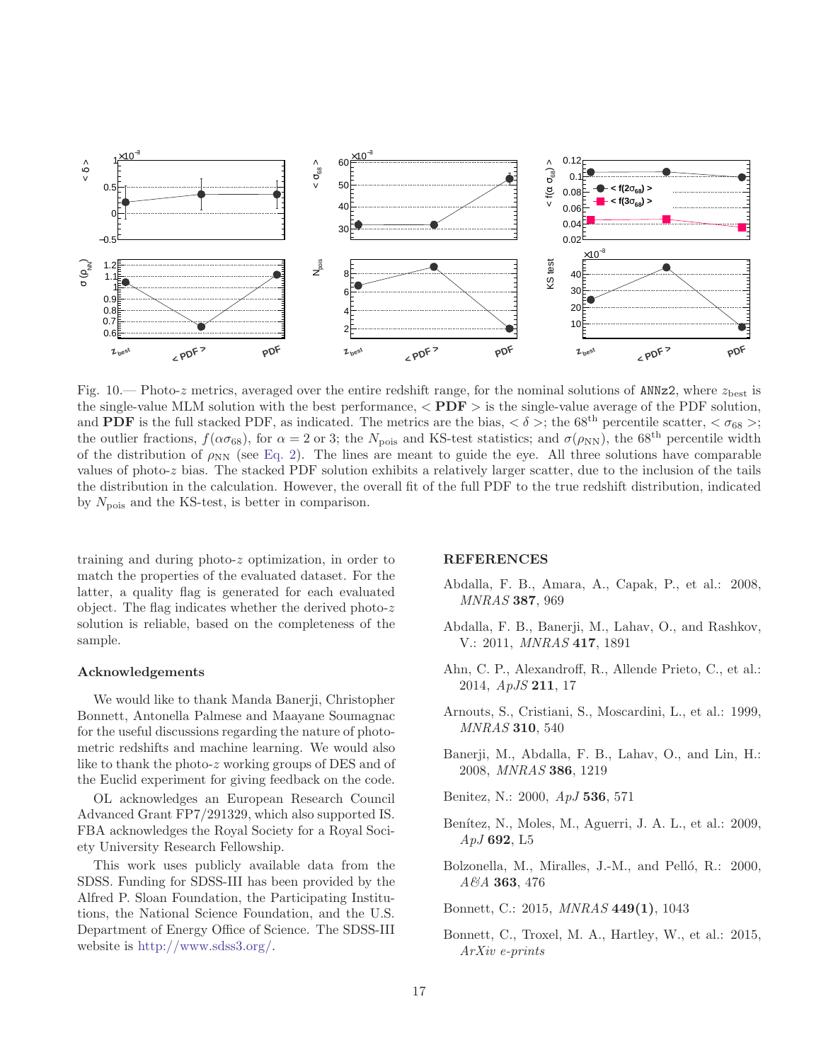Fig. 10.— Photo-$z$ metrics, averaged over the entire redshift range, for the nominal solutions of ANNz2, where $z_{\rm best}$ is the single-value MLM solution with the best performance, $<$ **PDF** $>$ is the single-value average of the PDF solution, and **PDF** is the full stacked PDF, as indicated. The metrics are the bias, $<\delta>$; the 68[th] percentile scatter, $<\sigma_{68}>$; the outlier fractions, $f(\alpha\sigma_{68})$, for $\alpha = 2$ or 3; the $N_{\rm pois}$ and KS-test statistics; and $\sigma(\rho_{\rm NN})$, the 68[th] percentile width of the distribution of $\rho_{\rm NN}$ (see Eq. 2). The lines are meant to guide the eye. All three solutions have comparable values of photo-$z$ bias. The stacked PDF solution exhibits a relatively larger scatter, due to the inclusion of the tails the distribution in the calculation. However, the overall fit of the full PDF to the true redshift distribution, indicated by $N_{\rm pois}$ and the KS-test, is better in comparison.

training and during photo-$z$ optimization, in order to match the properties of the evaluated dataset. For the latter, a quality flag is generated for each evaluated object. The flag indicates whether the derived photo-$z$ solution is reliable, based on the completeness of the sample.

### Acknowledgements

We would like to thank Manda Banerji, Christopher Bonnett, Antonella Palmese and Maayane Soumagnac for the useful discussions regarding the nature of photometric redshifts and machine learning. We would also like to thank the photo-$z$ working groups of DES and of the Euclid experiment for giving feedback on the code.

OL acknowledges an European Research Council Advanced Grant FP7/291329, which also supported IS. FBA acknowledges the Royal Society for a Royal Society University Research Fellowship.

This work uses publicly available data from the SDSS. Funding for SDSS-III has been provided by the Alfred P. Sloan Foundation, the Participating Institutions, the National Science Foundation, and the U.S. Department of Energy Office of Science. The SDSS-III website is http://www.sdss3.org/.

## REFERENCES

Abdalla, F. B., Amara, A., Capak, P., et al.: 2008, *MNRAS* **387**, 969

Abdalla, F. B., Banerji, M., Lahav, O., and Rashkov, V.: 2011, *MNRAS* **417**, 1891

Ahn, C. P., Alexandroff, R., Allende Prieto, C., et al.: 2014, *ApJS* **211**, 17

Arnouts, S., Cristiani, S., Moscardini, L., et al.: 1999, *MNRAS* **310**, 540

Banerji, M., Abdalla, F. B., Lahav, O., and Lin, H.: 2008, *MNRAS* **386**, 1219

Benitez, N.: 2000, *ApJ* **536**, 571

Benítez, N., Moles, M., Aguerri, J. A. L., et al.: 2009, *ApJ* **692**, L5

Bolzonella, M., Miralles, J.-M., and Pelló, R.: 2000, *A&A* **363**, 476

Bonnett, C.: 2015, *MNRAS* **449(1)**, 1043

Bonnett, C., Troxel, M. A., Hartley, W., et al.: 2015, *ArXiv e-prints*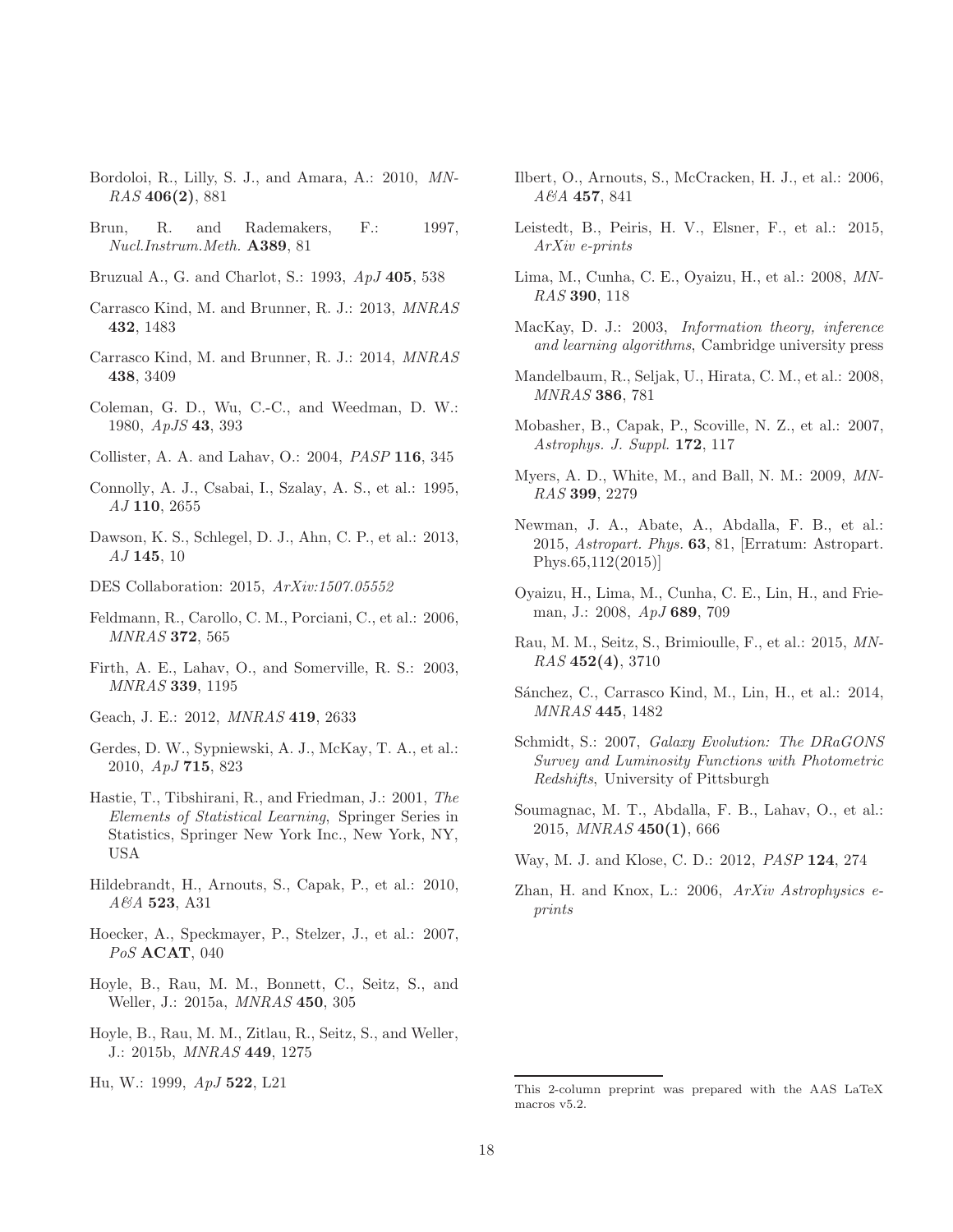Bordoloi, R., Lilly, S. J., and Amara, A.: 2010, *MNRAS* **406(2)**, 881

Brun, R. and Rademakers, F.: 1997, *Nucl.Instrum.Meth.* **A389**, 81

Bruzual A., G. and Charlot, S.: 1993, *ApJ* **405**, 538

Carrasco Kind, M. and Brunner, R. J.: 2013, *MNRAS* **432**, 1483

Carrasco Kind, M. and Brunner, R. J.: 2014, *MNRAS* **438**, 3409

Coleman, G. D., Wu, C.-C., and Weedman, D. W.: 1980, *ApJS* **43**, 393

Collister, A. A. and Lahav, O.: 2004, *PASP* **116**, 345

Connolly, A. J., Csabai, I., Szalay, A. S., et al.: 1995, *AJ* **110**, 2655

Dawson, K. S., Schlegel, D. J., Ahn, C. P., et al.: 2013, *AJ* **145**, 10

DES Collaboration: 2015, *ArXiv:1507.05552*

Feldmann, R., Carollo, C. M., Porciani, C., et al.: 2006, *MNRAS* **372**, 565

Firth, A. E., Lahav, O., and Somerville, R. S.: 2003, *MNRAS* **339**, 1195

Geach, J. E.: 2012, *MNRAS* **419**, 2633

Gerdes, D. W., Sypniewski, A. J., McKay, T. A., et al.: 2010, *ApJ* **715**, 823

Hastie, T., Tibshirani, R., and Friedman, J.: 2001, *The Elements of Statistical Learning*, Springer Series in Statistics, Springer New York Inc., New York, NY, USA

Hildebrandt, H., Arnouts, S., Capak, P., et al.: 2010, *A&A* **523**, A31

Hoecker, A., Speckmayer, P., Stelzer, J., et al.: 2007, *PoS* **ACAT**, 040

Hoyle, B., Rau, M. M., Bonnett, C., Seitz, S., and Weller, J.: 2015a, *MNRAS* **450**, 305

Hoyle, B., Rau, M. M., Zitlau, R., Seitz, S., and Weller, J.: 2015b, *MNRAS* **449**, 1275

Hu, W.: 1999, *ApJ* **522**, L21

Ilbert, O., Arnouts, S., McCracken, H. J., et al.: 2006, *A&A* **457**, 841

Leistedt, B., Peiris, H. V., Elsner, F., et al.: 2015, *ArXiv e-prints*

Lima, M., Cunha, C. E., Oyaizu, H., et al.: 2008, *MNRAS* **390**, 118

MacKay, D. J.: 2003, *Information theory, inference and learning algorithms*, Cambridge university press

Mandelbaum, R., Seljak, U., Hirata, C. M., et al.: 2008, *MNRAS* **386**, 781

Mobasher, B., Capak, P., Scoville, N. Z., et al.: 2007, *Astrophys. J. Suppl.* **172**, 117

Myers, A. D., White, M., and Ball, N. M.: 2009, *MNRAS* **399**, 2279

Newman, J. A., Abate, A., Abdalla, F. B., et al.: 2015, *Astropart. Phys.* **63**, 81, [Erratum: Astropart. Phys.65,112(2015)]

Oyaizu, H., Lima, M., Cunha, C. E., Lin, H., and Frieman, J.: 2008, *ApJ* **689**, 709

Rau, M. M., Seitz, S., Brimioulle, F., et al.: 2015, *MNRAS* **452(4)**, 3710

Sánchez, C., Carrasco Kind, M., Lin, H., et al.: 2014, *MNRAS* **445**, 1482

Schmidt, S.: 2007, *Galaxy Evolution: The DRaGONS Survey and Luminosity Functions with Photometric Redshifts*, University of Pittsburgh

Soumagnac, M. T., Abdalla, F. B., Lahav, O., et al.: 2015, *MNRAS* **450(1)**, 666

Way, M. J. and Klose, C. D.: 2012, *PASP* **124**, 274

Zhan, H. and Knox, L.: 2006, *ArXiv Astrophysics e-prints*

This 2-column preprint was prepared with the AAS LaTeX macros v5.2.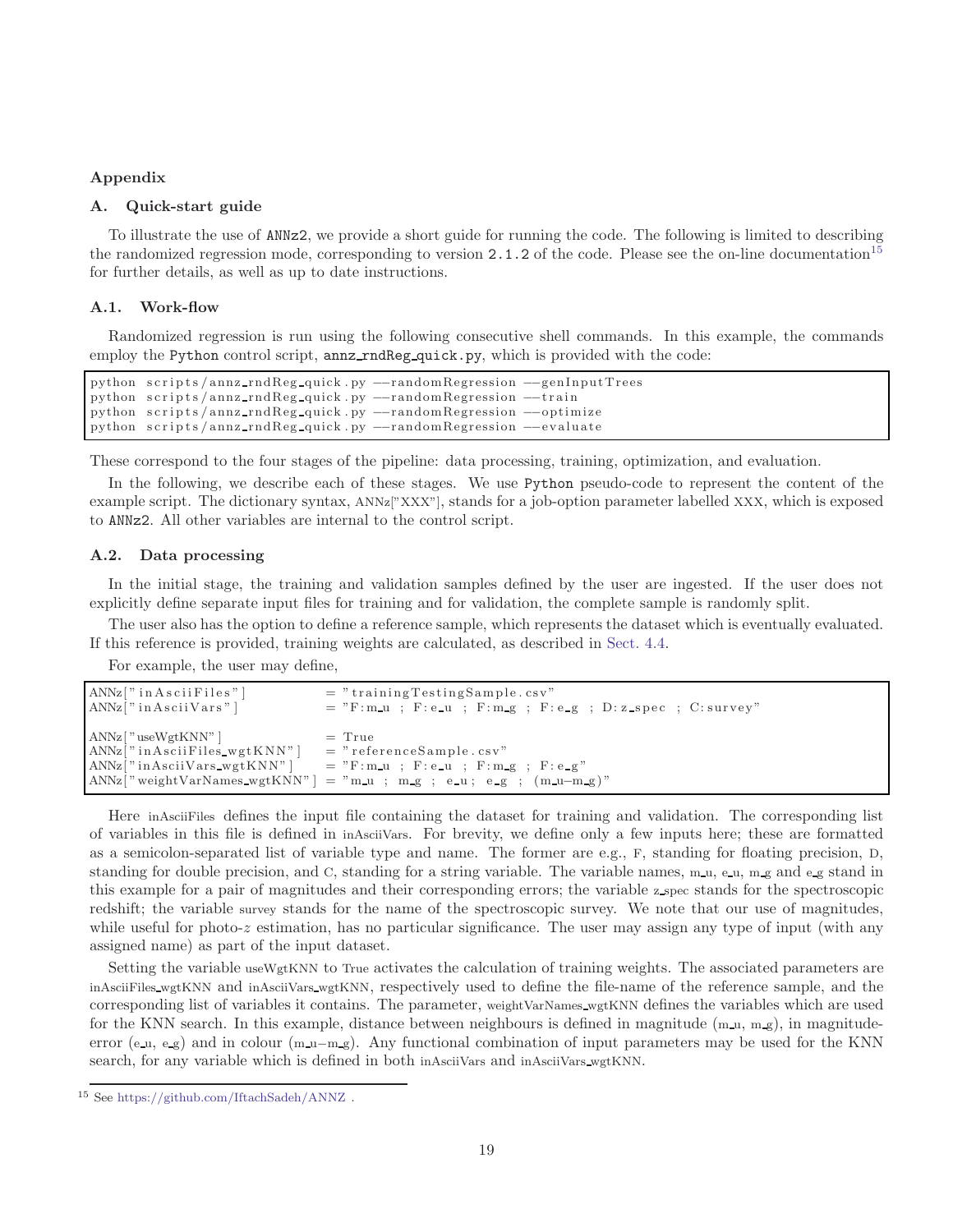## Appendix

### A. Quick-start guide

To illustrate the use of ANNz2, we provide a short guide for running the code. The following is limited to describing the randomized regression mode, corresponding to version 2.1.2 of the code. Please see the on-line documentation[15] for further details, as well as up to date instructions.

#### A.1. Work-flow

Randomized regression is run using the following consecutive shell commands. In this example, the commands employ the Python control script, annz_rndReg_quick.py, which is provided with the code:

```
python scripts/annz_rndReg_quick.py --randomRegression --genInputTrees
python scripts/annz_rndReg_quick.py --randomRegression --train
python scripts/annz_rndReg_quick.py --randomRegression --optimize
python scripts/annz_rndReg_quick.py --randomRegression --evaluate
```

These correspond to the four stages of the pipeline: data processing, training, optimization, and evaluation.

In the following, we describe each of these stages. We use Python pseudo-code to represent the content of the example script. The dictionary syntax, ANNz["XXX"], stands for a job-option parameter labelled XXX, which is exposed to ANNz2. All other variables are internal to the control script.

#### A.2. Data processing

In the initial stage, the training and validation samples defined by the user are ingested. If the user does not explicitly define separate input files for training and for validation, the complete sample is randomly split.

The user also has the option to define a reference sample, which represents the dataset which is eventually evaluated. If this reference is provided, training weights are calculated, as described in Sect. 4.4.

For example, the user may define,

```
ANNz["inAsciiFiles"]              = "trainingTestingSample.csv"
ANNz["inAsciiVars"]               = "F:m_u ; F:e_u ; F:m_g ; F:e_g ; D:z_spec ; C:survey"

ANNz["useWgtKNN"]                 = True
ANNz["inAsciiFiles_wgtKNN"]       = "referenceSample.csv"
ANNz["inAsciiVars_wgtKNN"]        = "F:m_u ; F:e_u ; F:m_g ; F:e_g"
ANNz["weightVarNames_wgtKNN"]     = "m_u ; m_g ; e_u; e_g ; (m_u-m_g)"
```

Here inAsciiFiles defines the input file containing the dataset for training and validation. The corresponding list of variables in this file is defined in inAsciiVars. For brevity, we define only a few inputs here; these are formatted as a semicolon-separated list of variable type and name. The former are e.g., F, standing for floating precision, D, standing for double precision, and C, standing for a string variable. The variable names, m_u, e_u, m_g and e_g stand in this example for a pair of magnitudes and their corresponding errors; the variable z_spec stands for the spectroscopic redshift; the variable survey stands for the name of the spectroscopic survey. We note that our use of magnitudes, while useful for photo-$z$ estimation, has no particular significance. The user may assign any type of input (with any assigned name) as part of the input dataset.

Setting the variable useWgtKNN to True activates the calculation of training weights. The associated parameters are inAsciiFiles_wgtKNN and inAsciiVars_wgtKNN, respectively used to define the file-name of the reference sample, and the corresponding list of variables it contains. The parameter, weightVarNames_wgtKNN defines the variables which are used for the KNN search. In this example, distance between neighbours is defined in magnitude (m_u, m_g), in magnitude-error (e_u, e_g) and in colour (m_u−m_g). Any functional combination of input parameters may be used for the KNN search, for any variable which is defined in both inAsciiVars and inAsciiVars_wgtKNN.

[15] See https://github.com/IftachSadeh/ANNZ .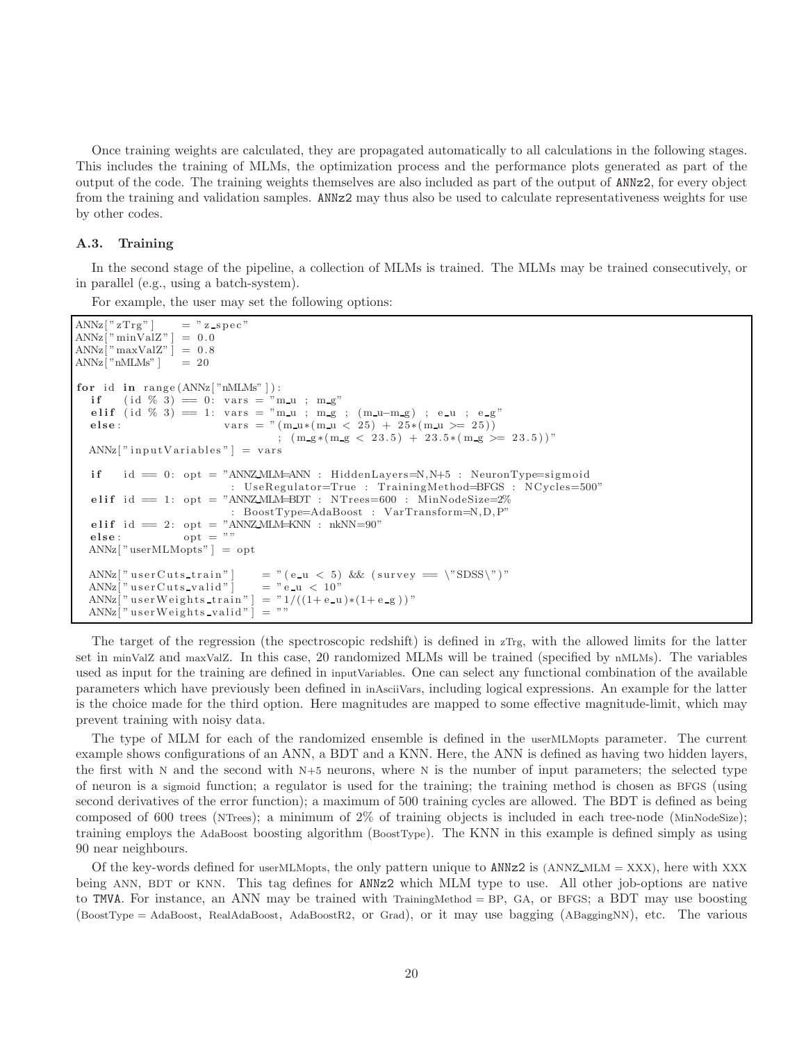Once training weights are calculated, they are propagated automatically to all calculations in the following stages. This includes the training of MLMs, the optimization process and the performance plots generated as part of the output of the code. The training weights themselves are also included as part of the output of ANNz2, for every object from the training and validation samples. ANNz2 may thus also be used to calculate representativeness weights for use by other codes.

### A.3. Training

In the second stage of the pipeline, a collection of MLMs is trained. The MLMs may be trained consecutively, or in parallel (e.g., using a batch-system).

For example, the user may set the following options:

```
ANNz["zTrg"]     = "z_spec"
ANNz["minValZ"]  = 0.0
ANNz["maxValZ"]  = 0.8
ANNz["nMLMs"]    = 20

for id in range(ANNz["nMLMs"]):
  if   (id % 3) == 0: vars = "m_u ; m_g"
  elif (id % 3) == 1: vars = "m_u ; m_g ; (m_u-m_g) ; e_u ; e_g"
  else:               vars = "(m_u*(m_u < 25) + 25*(m_u >= 25))
                           ; (m_g*(m_g < 23.5) + 23.5*(m_g >= 23.5))"
  ANNz["inputVariables"] = vars

  if   id == 0: opt = "ANNZ_MLM=ANN : HiddenLayers=N,N+5 : NeuronType=sigmoid
                      : UseRegulator=True : TrainingMethod=BFGS : NCycles=500"
  elif id == 1: opt = "ANNZ_MLM=BDT : NTrees=600 : MinNodeSize=2%
                      : BoostType=AdaBoost : VarTransform=N,D,P"
  elif id == 2: opt = "ANNZ_MLM=KNN : nkNN=90"
  else:         opt = ""
  ANNz["userMLMopts"] = opt

  ANNz["userCuts_train"]    = "(e_u < 5) && (survey == \"SDSS\")"
  ANNz["userCuts_valid"]    = "e_u < 10"
  ANNz["userWeights_train"] = "1/((1+e_u)*(1+e_g))"
  ANNz["userWeights_valid"] = ""
```

The target of the regression (the spectroscopic redshift) is defined in zTrg, with the allowed limits for the latter set in minValZ and maxValZ. In this case, 20 randomized MLMs will be trained (specified by nMLMs). The variables used as input for the training are defined in inputVariables. One can select any functional combination of the available parameters which have previously been defined in inAsciiVars, including logical expressions. An example for the latter is the choice made for the third option. Here magnitudes are mapped to some effective magnitude-limit, which may prevent training with noisy data.

The type of MLM for each of the randomized ensemble is defined in the userMLMopts parameter. The current example shows configurations of an ANN, a BDT and a KNN. Here, the ANN is defined as having two hidden layers, the first with N and the second with N+5 neurons, where N is the number of input parameters; the selected type of neuron is a sigmoid function; a regulator is used for the training; the training method is chosen as BFGS (using second derivatives of the error function); a maximum of 500 training cycles are allowed. The BDT is defined as being composed of 600 trees (NTrees); a minimum of 2% of training objects is included in each tree-node (MinNodeSize); training employs the AdaBoost boosting algorithm (BoostType). The KNN in this example is defined simply as using 90 near neighbours.

Of the key-words defined for userMLMopts, the only pattern unique to ANNz2 is (ANNZ_MLM = XXX), here with XXX being ANN, BDT or KNN. This tag defines for ANNz2 which MLM type to use. All other job-options are native to TMVA. For instance, an ANN may be trained with TrainingMethod = BP, GA, or BFGS; a BDT may use boosting (BoostType = AdaBoost, RealAdaBoost, AdaBoostR2, or Grad), or it may use bagging (ABaggingNN), etc. The various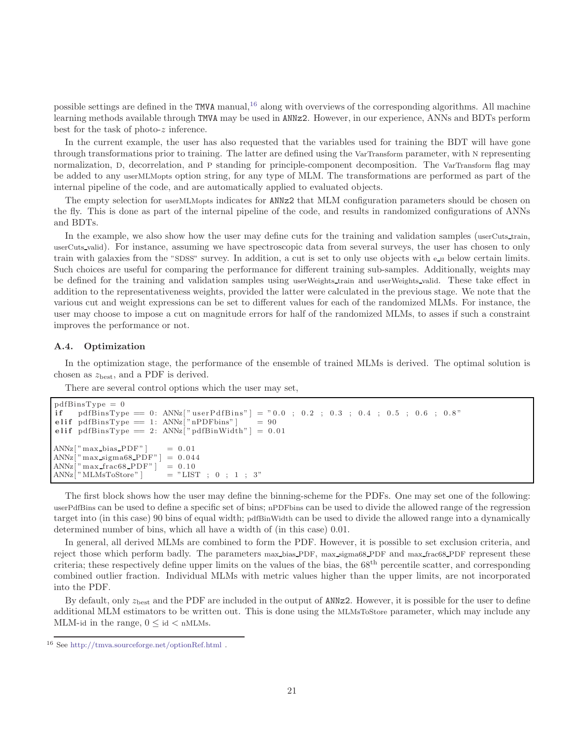possible settings are defined in the TMVA manual,[16] along with overviews of the corresponding algorithms. All machine learning methods available through TMVA may be used in ANNz2. However, in our experience, ANNs and BDTs perform best for the task of photo-$z$ inference.

In the current example, the user has also requested that the variables used for training the BDT will have gone through transformations prior to training. The latter are defined using the VarTransform parameter, with N representing normalization, D, decorrelation, and P standing for principle-component decomposition. The VarTransform flag may be added to any userMLMopts option string, for any type of MLM. The transformations are performed as part of the internal pipeline of the code, and are automatically applied to evaluated objects.

The empty selection for userMLMopts indicates for ANNz2 that MLM configuration parameters should be chosen on the fly. This is done as part of the internal pipeline of the code, and results in randomized configurations of ANNs and BDTs.

In the example, we also show how the user may define cuts for the training and validation samples (userCuts_train, userCuts_valid). For instance, assuming we have spectroscopic data from several surveys, the user has chosen to only train with galaxies from the "SDSS" survey. In addition, a cut is set to only use objects with e_u below certain limits. Such choices are useful for comparing the performance for different training sub-samples. Additionally, weights may be defined for the training and validation samples using userWeights_train and userWeights_valid. These take effect in addition to the representativeness weights, provided the latter were calculated in the previous stage. We note that the various cut and weight expressions can be set to different values for each of the randomized MLMs. For instance, the user may choose to impose a cut on magnitude errors for half of the randomized MLMs, to asses if such a constraint improves the performance or not.

### A.4. Optimization

In the optimization stage, the performance of the ensemble of trained MLMs is derived. The optimal solution is chosen as $z_{\mathrm{best}}$, and a PDF is derived.

There are several control options which the user may set,

```
pdfBinsType = 0
if   pdfBinsType == 0: ANNz["userPdfBins"] = "0.0 ; 0.2 ; 0.3 ; 0.4 ; 0.5 ; 0.6 ; 0.8"
elif pdfBinsType == 1: ANNz["nPDFbins"]    = 90
elif pdfBinsType == 2: ANNz["pdfBinWidth"] = 0.01

ANNz["max_bias_PDF"]     = 0.01
ANNz["max_sigma68_PDF"]  = 0.044
ANNz["max_frac68_PDF"]   = 0.10
ANNz["MLMsToStore"]      = "LIST ; 0 ; 1 ; 3"
```

The first block shows how the user may define the binning-scheme for the PDFs. One may set one of the following: userPdfBins can be used to define a specific set of bins; nPDFbins can be used to divide the allowed range of the regression target into (in this case) 90 bins of equal width; pdfBinWidth can be used to divide the allowed range into a dynamically determined number of bins, which all have a width of (in this case) 0.01.

In general, all derived MLMs are combined to form the PDF. However, it is possible to set exclusion criteria, and reject those which perform badly. The parameters max_bias_PDF, max_sigma68_PDF and max_frac68_PDF represent these criteria; these respectively define upper limits on the values of the bias, the $68^{\mathrm{th}}$ percentile scatter, and corresponding combined outlier fraction. Individual MLMs with metric values higher than the upper limits, are not incorporated into the PDF.

By default, only $z_{\mathrm{best}}$ and the PDF are included in the output of ANNz2. However, it is possible for the user to define additional MLM estimators to be written out. This is done using the MLMsToStore parameter, which may include any MLM-id in the range, $0 \leq \mathrm{id} < \mathrm{nMLMs}$.

[16] See http://tmva.sourceforge.net/optionRef.html .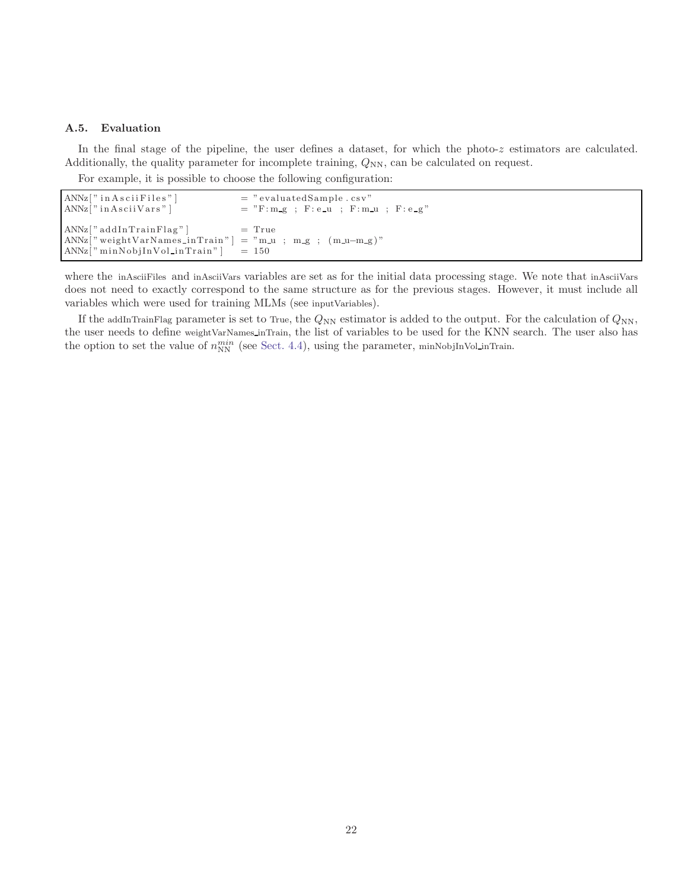### A.5. Evaluation

In the final stage of the pipeline, the user defines a dataset, for which the photo-$z$ estimators are calculated. Additionally, the quality parameter for incomplete training, $Q_{\rm NN}$, can be calculated on request.

For example, it is possible to choose the following configuration:

```
ANNz["inAsciiFiles"]              = "evaluatedSample.csv"
ANNz["inAsciiVars"]               = "F:m_g ; F:e_u ; F:m_u ; F:e_g"

ANNz["addInTrainFlag"]            = True
ANNz["weightVarNames_inTrain"]    = "m_u ; m_g ; (m_u-m_g)"
ANNz["minNobjInVol_inTrain"]      = 150
```

where the inAsciiFiles and inAsciiVars variables are set as for the initial data processing stage. We note that inAsciiVars does not need to exactly correspond to the same structure as for the previous stages. However, it must include all variables which were used for training MLMs (see inputVariables).

If the addInTrainFlag parameter is set to True, the $Q_{\rm NN}$ estimator is added to the output. For the calculation of $Q_{\rm NN}$, the user needs to define weightVarNames_inTrain, the list of variables to be used for the KNN search. The user also has the option to set the value of $n_{\rm NN}^{min}$ (see Sect. 4.4), using the parameter, minNobjInVol_inTrain.